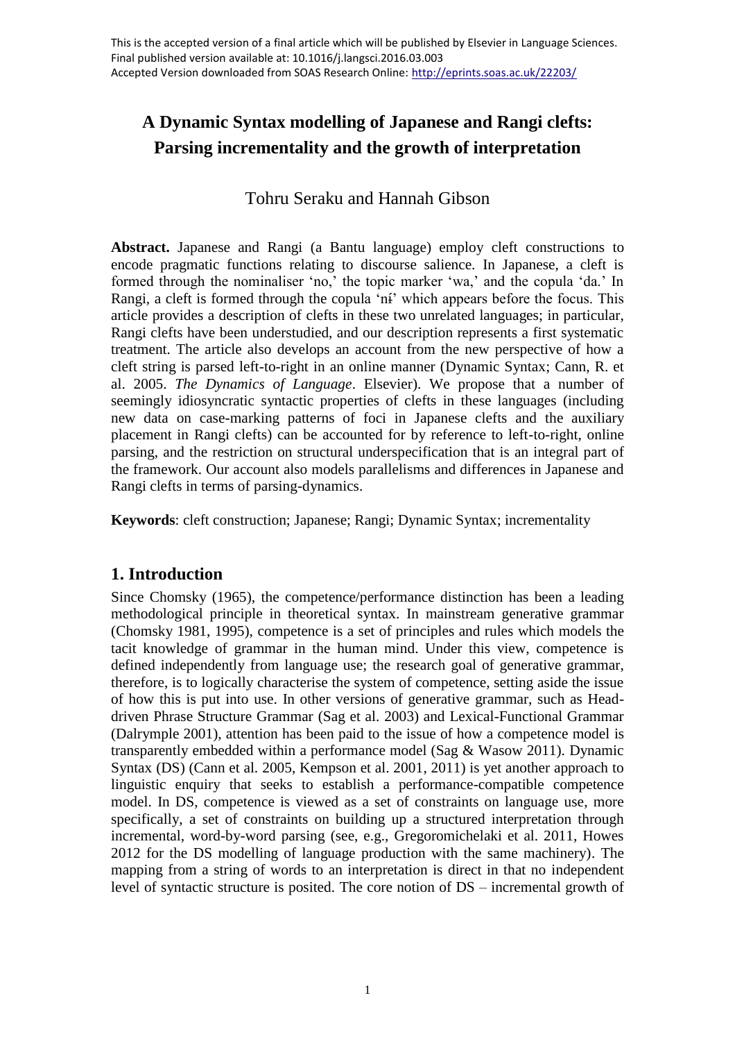This is the accepted version of a final article which will be published by Elsevier in Language Sciences.
Final published version available at: 10.1016/j.langsci.2016.03.003
Accepted Version downloaded from SOAS Research Online: http://eprints.soas.ac.uk/22203/

# A Dynamic Syntax modelling of Japanese and Rangi clefts: Parsing incrementality and the growth of interpretation

Tohru Seraku and Hannah Gibson

**Abstract.** Japanese and Rangi (a Bantu language) employ cleft constructions to encode pragmatic functions relating to discourse salience. In Japanese, a cleft is formed through the nominaliser 'no,' the topic marker 'wa,' and the copula 'da.' In Rangi, a cleft is formed through the copula 'nɨ́' which appears before the focus. This article provides a description of clefts in these two unrelated languages; in particular, Rangi clefts have been understudied, and our description represents a first systematic treatment. The article also develops an account from the new perspective of how a cleft string is parsed left-to-right in an online manner (Dynamic Syntax; Cann, R. et al. 2005. *The Dynamics of Language*. Elsevier). We propose that a number of seemingly idiosyncratic syntactic properties of clefts in these languages (including new data on case-marking patterns of foci in Japanese clefts and the auxiliary placement in Rangi clefts) can be accounted for by reference to left-to-right, online parsing, and the restriction on structural underspecification that is an integral part of the framework. Our account also models parallelisms and differences in Japanese and Rangi clefts in terms of parsing-dynamics.

**Keywords**: cleft construction; Japanese; Rangi; Dynamic Syntax; incrementality

## 1. Introduction

Since Chomsky (1965), the competence/performance distinction has been a leading methodological principle in theoretical syntax. In mainstream generative grammar (Chomsky 1981, 1995), competence is a set of principles and rules which models the tacit knowledge of grammar in the human mind. Under this view, competence is defined independently from language use; the research goal of generative grammar, therefore, is to logically characterise the system of competence, setting aside the issue of how this is put into use. In other versions of generative grammar, such as Head-driven Phrase Structure Grammar (Sag et al. 2003) and Lexical-Functional Grammar (Dalrymple 2001), attention has been paid to the issue of how a competence model is transparently embedded within a performance model (Sag & Wasow 2011). Dynamic Syntax (DS) (Cann et al. 2005, Kempson et al. 2001, 2011) is yet another approach to linguistic enquiry that seeks to establish a performance-compatible competence model. In DS, competence is viewed as a set of constraints on language use, more specifically, a set of constraints on building up a structured interpretation through incremental, word-by-word parsing (see, e.g., Gregoromichelaki et al. 2011, Howes 2012 for the DS modelling of language production with the same machinery). The mapping from a string of words to an interpretation is direct in that no independent level of syntactic structure is posited. The core notion of DS – incremental growth of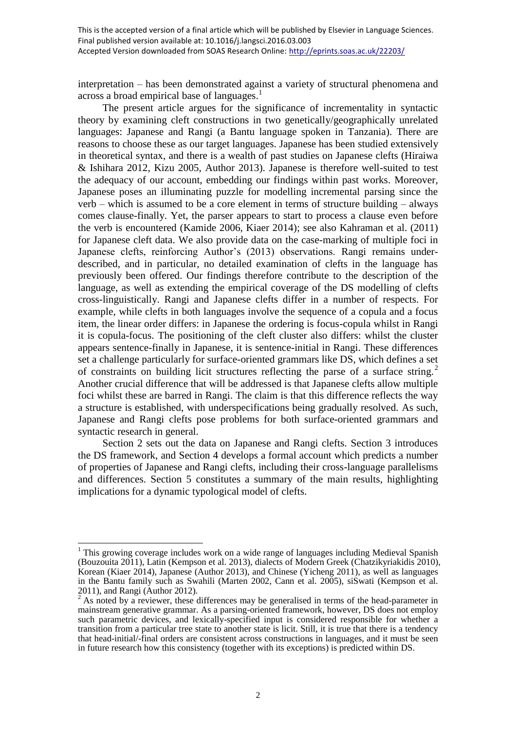interpretation – has been demonstrated against a variety of structural phenomena and across a broad empirical base of languages.[1]

The present article argues for the significance of incrementality in syntactic theory by examining cleft constructions in two genetically/geographically unrelated languages: Japanese and Rangi (a Bantu language spoken in Tanzania). There are reasons to choose these as our target languages. Japanese has been studied extensively in theoretical syntax, and there is a wealth of past studies on Japanese clefts (Hiraiwa & Ishihara 2012, Kizu 2005, Author 2013). Japanese is therefore well-suited to test the adequacy of our account, embedding our findings within past works. Moreover, Japanese poses an illuminating puzzle for modelling incremental parsing since the verb – which is assumed to be a core element in terms of structure building – always comes clause-finally. Yet, the parser appears to start to process a clause even before the verb is encountered (Kamide 2006, Kiaer 2014); see also Kahraman et al. (2011) for Japanese cleft data. We also provide data on the case-marking of multiple foci in Japanese clefts, reinforcing Author's (2013) observations. Rangi remains under-described, and in particular, no detailed examination of clefts in the language has previously been offered. Our findings therefore contribute to the description of the language, as well as extending the empirical coverage of the DS modelling of clefts cross-linguistically. Rangi and Japanese clefts differ in a number of respects. For example, while clefts in both languages involve the sequence of a copula and a focus item, the linear order differs: in Japanese the ordering is focus-copula whilst in Rangi it is copula-focus. The positioning of the cleft cluster also differs: whilst the cluster appears sentence-finally in Japanese, it is sentence-initial in Rangi. These differences set a challenge particularly for surface-oriented grammars like DS, which defines a set of constraints on building licit structures reflecting the parse of a surface string.[2] Another crucial difference that will be addressed is that Japanese clefts allow multiple foci whilst these are barred in Rangi. The claim is that this difference reflects the way a structure is established, with underspecifications being gradually resolved. As such, Japanese and Rangi clefts pose problems for both surface-oriented grammars and syntactic research in general.

Section 2 sets out the data on Japanese and Rangi clefts. Section 3 introduces the DS framework, and Section 4 develops a formal account which predicts a number of properties of Japanese and Rangi clefts, including their cross-language parallelisms and differences. Section 5 constitutes a summary of the main results, highlighting implications for a dynamic typological model of clefts.

---

[1] This growing coverage includes work on a wide range of languages including Medieval Spanish (Bouzouita 2011), Latin (Kempson et al. 2013), dialects of Modern Greek (Chatzikyriakidis 2010), Korean (Kiaer 2014), Japanese (Author 2013), and Chinese (Yicheng 2011), as well as languages in the Bantu family such as Swahili (Marten 2002, Cann et al. 2005), siSwati (Kempson et al. 2011), and Rangi (Author 2012).

[2] As noted by a reviewer, these differences may be generalised in terms of the head-parameter in mainstream generative grammar. As a parsing-oriented framework, however, DS does not employ such parametric devices, and lexically-specified input is considered responsible for whether a transition from a particular tree state to another state is licit. Still, it is true that there is a tendency that head-initial/-final orders are consistent across constructions in languages, and it must be seen in future research how this consistency (together with its exceptions) is predicted within DS.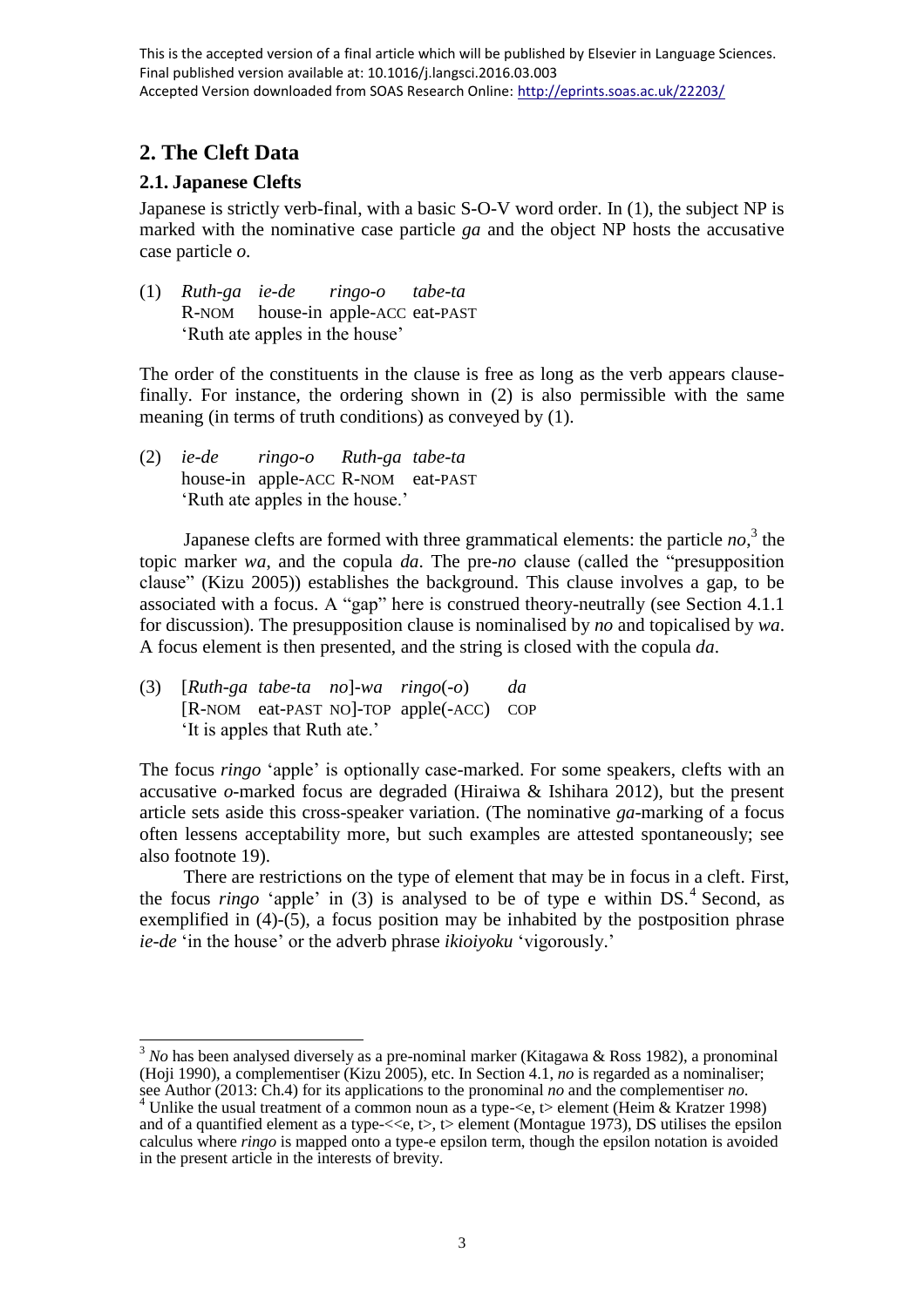This is the accepted version of a final article which will be published by Elsevier in Language Sciences.
Final published version available at: 10.1016/j.langsci.2016.03.003
Accepted Version downloaded from SOAS Research Online: http://eprints.soas.ac.uk/22203/

## 2. The Cleft Data

### 2.1. Japanese Clefts

Japanese is strictly verb-final, with a basic S-O-V word order. In (1), the subject NP is marked with the nominative case particle *ga* and the object NP hosts the accusative case particle *o*.

(1) *Ruth-ga ie-de ringo-o tabe-ta*
R-NOM house-in apple-ACC eat-PAST
'Ruth ate apples in the house'

The order of the constituents in the clause is free as long as the verb appears clause-finally. For instance, the ordering shown in (2) is also permissible with the same meaning (in terms of truth conditions) as conveyed by (1).

(2) *ie-de ringo-o Ruth-ga tabe-ta*
house-in apple-ACC R-NOM eat-PAST
'Ruth ate apples in the house.'

Japanese clefts are formed with three grammatical elements: the particle *no*,[3] the topic marker *wa*, and the copula *da*. The pre-*no* clause (called the "presupposition clause" (Kizu 2005)) establishes the background. This clause involves a gap, to be associated with a focus. A "gap" here is construed theory-neutrally (see Section 4.1.1 for discussion). The presupposition clause is nominalised by *no* and topicalised by *wa*. A focus element is then presented, and the string is closed with the copula *da*.

(3) [*Ruth-ga tabe-ta no*]-*wa ringo*(-*o*) *da*
[R-NOM eat-PAST NO]-TOP apple(-ACC) COP
'It is apples that Ruth ate.'

The focus *ringo* 'apple' is optionally case-marked. For some speakers, clefts with an accusative *o*-marked focus are degraded (Hiraiwa & Ishihara 2012), but the present article sets aside this cross-speaker variation. (The nominative *ga*-marking of a focus often lessens acceptability more, but such examples are attested spontaneously; see also footnote 19).

There are restrictions on the type of element that may be in focus in a cleft. First, the focus *ringo* 'apple' in (3) is analysed to be of type e within DS.[4] Second, as exemplified in (4)-(5), a focus position may be inhabited by the postposition phrase *ie-de* 'in the house' or the adverb phrase *ikioiyoku* 'vigorously.'

---

[3] *No* has been analysed diversely as a pre-nominal marker (Kitagawa & Ross 1982), a pronominal (Hoji 1990), a complementiser (Kizu 2005), etc. In Section 4.1, *no* is regarded as a nominaliser; see Author (2013: Ch.4) for its applications to the pronominal *no* and the complementiser *no*.

[4] Unlike the usual treatment of a common noun as a type-<e, t> element (Heim & Kratzer 1998) and of a quantified element as a type-<<e, t>, t> element (Montague 1973), DS utilises the epsilon calculus where *ringo* is mapped onto a type-e epsilon term, though the epsilon notation is avoided in the present article in the interests of brevity.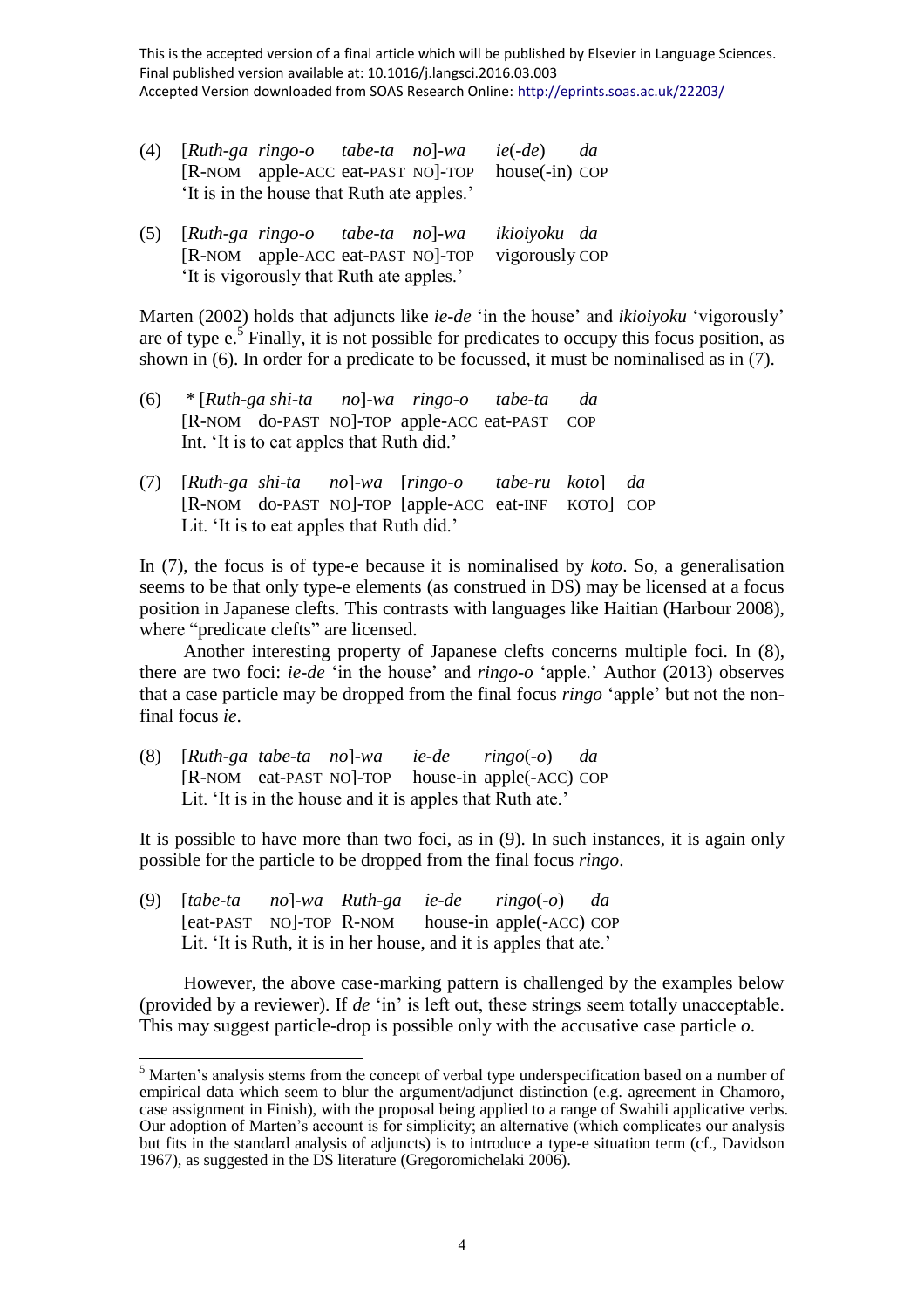This is the accepted version of a final article which will be published by Elsevier in Language Sciences.
Final published version available at: 10.1016/j.langsci.2016.03.003
Accepted Version downloaded from SOAS Research Online: http://eprints.soas.ac.uk/22203/

(4) [*Ruth-ga ringo-o tabe-ta no*]-*wa* *ie*(-*de*) *da*
[R-NOM apple-ACC eat-PAST NO]-TOP house(-in) COP
'It is in the house that Ruth ate apples.'

(5) [*Ruth-ga ringo-o tabe-ta no*]-*wa* *ikioiyoku da*
[R-NOM apple-ACC eat-PAST NO]-TOP vigorously COP
'It is vigorously that Ruth ate apples.'

Marten (2002) holds that adjuncts like *ie-de* 'in the house' and *ikioiyoku* 'vigorously' are of type e.[5] Finally, it is not possible for predicates to occupy this focus position, as shown in (6). In order for a predicate to be focussed, it must be nominalised as in (7).

(6) * [*Ruth-ga shi-ta no*]-*wa* *ringo-o tabe-ta da*
[R-NOM do-PAST NO]-TOP apple-ACC eat-PAST COP
Int. 'It is to eat apples that Ruth did.'

(7) [*Ruth-ga shi-ta no*]-*wa* [*ringo-o tabe-ru koto*] *da*
[R-NOM do-PAST NO]-TOP [apple-ACC eat-INF KOTO] COP
Lit. 'It is to eat apples that Ruth did.'

In (7), the focus is of type-e because it is nominalised by *koto*. So, a generalisation seems to be that only type-e elements (as construed in DS) may be licensed at a focus position in Japanese clefts. This contrasts with languages like Haitian (Harbour 2008), where "predicate clefts" are licensed.

Another interesting property of Japanese clefts concerns multiple foci. In (8), there are two foci: *ie-de* 'in the house' and *ringo-o* 'apple.' Author (2013) observes that a case particle may be dropped from the final focus *ringo* 'apple' but not the non-final focus *ie*.

(8) [*Ruth-ga tabe-ta no*]-*wa* *ie-de ringo*(-*o*) *da*
[R-NOM eat-PAST NO]-TOP house-in apple(-ACC) COP
Lit. 'It is in the house and it is apples that Ruth ate.'

It is possible to have more than two foci, as in (9). In such instances, it is again only possible for the particle to be dropped from the final focus *ringo*.

(9) [*tabe-ta no*]-*wa* *Ruth-ga ie-de ringo*(-*o*) *da*
[eat-PAST NO]-TOP R-NOM house-in apple(-ACC) COP
Lit. 'It is Ruth, it is in her house, and it is apples that ate.'

However, the above case-marking pattern is challenged by the examples below (provided by a reviewer). If *de* 'in' is left out, these strings seem totally unacceptable. This may suggest particle-drop is possible only with the accusative case particle *o*.

---

[5] Marten's analysis stems from the concept of verbal type underspecification based on a number of empirical data which seem to blur the argument/adjunct distinction (e.g. agreement in Chamoro, case assignment in Finish), with the proposal being applied to a range of Swahili applicative verbs. Our adoption of Marten's account is for simplicity; an alternative (which complicates our analysis but fits in the standard analysis of adjuncts) is to introduce a type-e situation term (cf., Davidson 1967), as suggested in the DS literature (Gregoromichelaki 2006).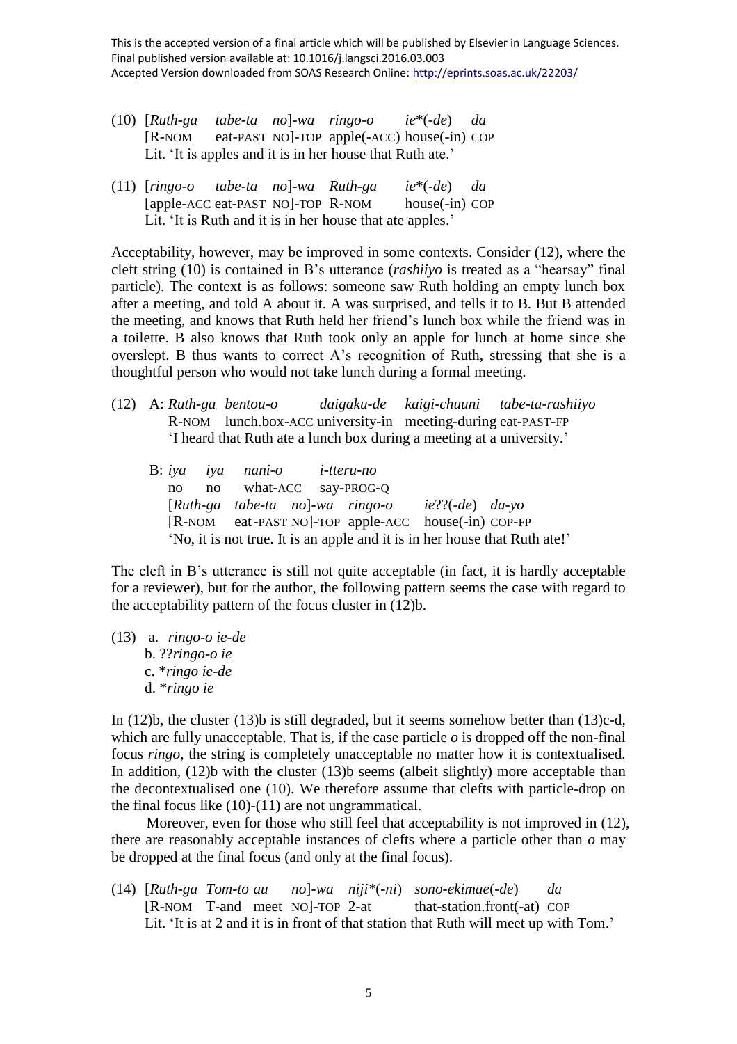This is the accepted version of a final article which will be published by Elsevier in Language Sciences.
Final published version available at: 10.1016/j.langsci.2016.03.003
Accepted Version downloaded from SOAS Research Online: http://eprints.soas.ac.uk/22203/

(10) [*Ruth-ga tabe-ta no*]-*wa ringo-o ie*\*(-*de*) *da*
[R-NOM eat-PAST NO]-TOP apple(-ACC) house(-in) COP
Lit. 'It is apples and it is in her house that Ruth ate.'

(11) [*ringo-o tabe-ta no*]-*wa Ruth-ga ie*\*(-*de*) *da*
[apple-ACC eat-PAST NO]-TOP R-NOM house(-in) COP
Lit. 'It is Ruth and it is in her house that ate apples.'

Acceptability, however, may be improved in some contexts. Consider (12), where the cleft string (10) is contained in B's utterance (*rashiiyo* is treated as a "hearsay" final particle). The context is as follows: someone saw Ruth holding an empty lunch box after a meeting, and told A about it. A was surprised, and tells it to B. But B attended the meeting, and knows that Ruth held her friend's lunch box while the friend was in a toilette. B also knows that Ruth took only an apple for lunch at home since she overslept. B thus wants to correct A's recognition of Ruth, stressing that she is a thoughtful person who would not take lunch during a formal meeting.

(12) A: *Ruth-ga bentou-o daigaku-de kaigi-chuuni tabe-ta-rashiiyo*
R-NOM lunch.box-ACC university-in meeting-during eat-PAST-FP
'I heard that Ruth ate a lunch box during a meeting at a university.'

B: *iya iya nani-o i-tteru-no*
no no what-ACC say-PROG-Q
[*Ruth-ga tabe-ta no*]-*wa ringo-o ie*??(-*de*) *da-yo*
[R-NOM eat-PAST NO]-TOP apple-ACC house(-in) COP-FP
'No, it is not true. It is an apple and it is in her house that Ruth ate!'

The cleft in B's utterance is still not quite acceptable (in fact, it is hardly acceptable for a reviewer), but for the author, the following pattern seems the case with regard to the acceptability pattern of the focus cluster in (12)b.

(13) a. *ringo-o ie-de*
b. ??*ringo-o ie*
c. \**ringo ie-de*
d. \**ringo ie*

In (12)b, the cluster (13)b is still degraded, but it seems somehow better than (13)c-d, which are fully unacceptable. That is, if the case particle *o* is dropped off the non-final focus *ringo*, the string is completely unacceptable no matter how it is contextualised. In addition, (12)b with the cluster (13)b seems (albeit slightly) more acceptable than the decontextualised one (10). We therefore assume that clefts with particle-drop on the final focus like (10)-(11) are not ungrammatical.

Moreover, even for those who still feel that acceptability is not improved in (12), there are reasonably acceptable instances of clefts where a particle other than *o* may be dropped at the final focus (and only at the final focus).

(14) [*Ruth-ga Tom-to au no*]-*wa niji*\*(-*ni*) *sono-ekimae*(-*de*) *da*
[R-NOM T-and meet NO]-TOP 2-at that-station.front(-at) COP
Lit. 'It is at 2 and it is in front of that station that Ruth will meet up with Tom.'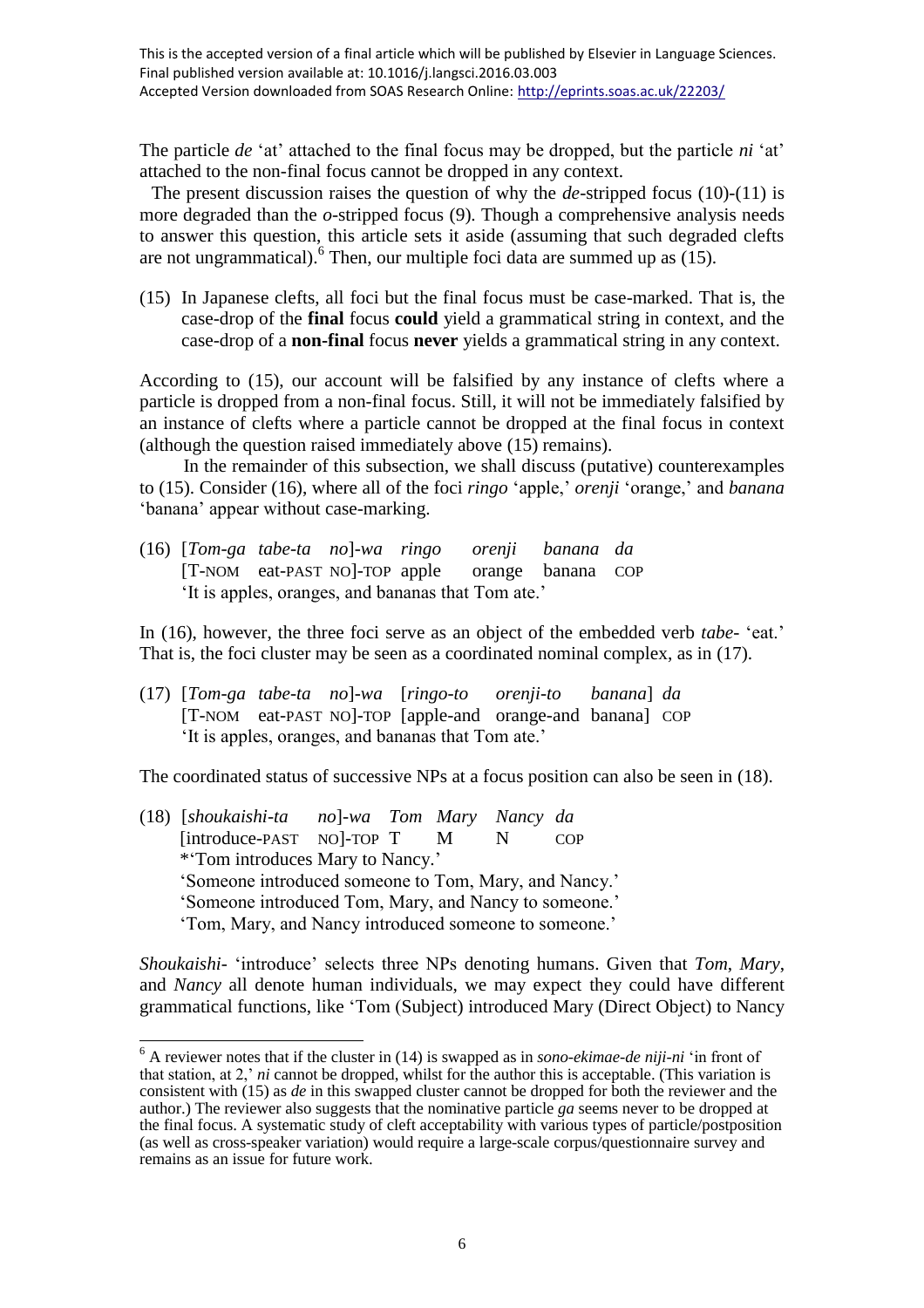The particle *de* 'at' attached to the final focus may be dropped, but the particle *ni* 'at' attached to the non-final focus cannot be dropped in any context.

The present discussion raises the question of why the *de*-stripped focus (10)-(11) is more degraded than the *o*-stripped focus (9). Though a comprehensive analysis needs to answer this question, this article sets it aside (assuming that such degraded clefts are not ungrammatical).[6] Then, our multiple foci data are summed up as (15).

(15) In Japanese clefts, all foci but the final focus must be case-marked. That is, the case-drop of the **final** focus **could** yield a grammatical string in context, and the case-drop of a **non-final** focus **never** yields a grammatical string in any context.

According to (15), our account will be falsified by any instance of clefts where a particle is dropped from a non-final focus. Still, it will not be immediately falsified by an instance of clefts where a particle cannot be dropped at the final focus in context (although the question raised immediately above (15) remains).

In the remainder of this subsection, we shall discuss (putative) counterexamples to (15). Consider (16), where all of the foci *ringo* 'apple,' *orenji* 'orange,' and *banana* 'banana' appear without case-marking.

(16) [*Tom-ga tabe-ta no*]*-wa ringo orenji banana da*
[T-NOM eat-PAST NO]-TOP apple orange banana COP
'It is apples, oranges, and bananas that Tom ate.'

In (16), however, the three foci serve as an object of the embedded verb *tabe-* 'eat.' That is, the foci cluster may be seen as a coordinated nominal complex, as in (17).

(17) [*Tom-ga tabe-ta no*]*-wa* [*ringo-to orenji-to banana*] *da*
[T-NOM eat-PAST NO]-TOP [apple-and orange-and banana] COP
'It is apples, oranges, and bananas that Tom ate.'

The coordinated status of successive NPs at a focus position can also be seen in (18).

(18) [*shoukaishi-ta no*]*-wa Tom Mary Nancy da*
[introduce-PAST NO]-TOP T M N COP
*'Tom introduces Mary to Nancy.'
'Someone introduced someone to Tom, Mary, and Nancy.'
'Someone introduced Tom, Mary, and Nancy to someone.'
'Tom, Mary, and Nancy introduced someone to someone.'

*Shoukaishi-* 'introduce' selects three NPs denoting humans. Given that *Tom*, *Mary*, and *Nancy* all denote human individuals, we may expect they could have different grammatical functions, like 'Tom (Subject) introduced Mary (Direct Object) to Nancy

---

[6] A reviewer notes that if the cluster in (14) is swapped as in *sono-ekimae-de niji-ni* 'in front of that station, at 2,' *ni* cannot be dropped, whilst for the author this is acceptable. (This variation is consistent with (15) as *de* in this swapped cluster cannot be dropped for both the reviewer and the author.) The reviewer also suggests that the nominative particle *ga* seems never to be dropped at the final focus. A systematic study of cleft acceptability with various types of particle/postposition (as well as cross-speaker variation) would require a large-scale corpus/questionnaire survey and remains as an issue for future work.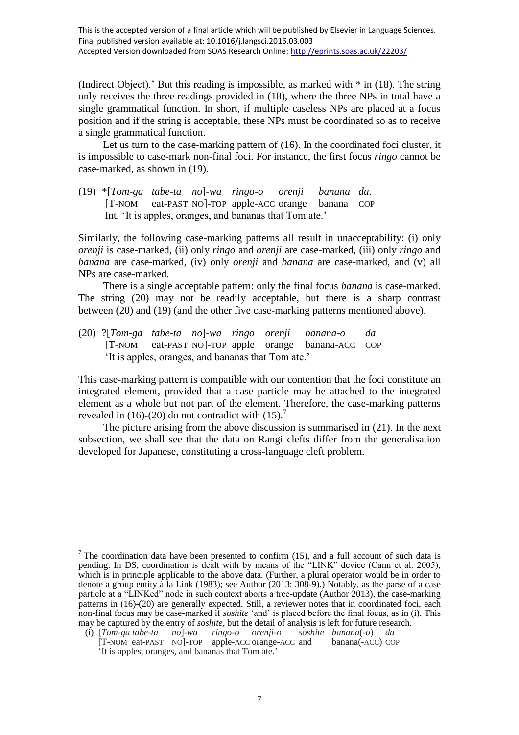(Indirect Object).' But this reading is impossible, as marked with * in (18). The string only receives the three readings provided in (18), where the three NPs in total have a single grammatical function. In short, if multiple caseless NPs are placed at a focus position and if the string is acceptable, these NPs must be coordinated so as to receive a single grammatical function.

Let us turn to the case-marking pattern of (16). In the coordinated foci cluster, it is impossible to case-mark non-final foci. For instance, the first focus *ringo* cannot be case-marked, as shown in (19).

(19) *[*Tom-ga tabe-ta no*]-*wa ringo-o orenji banana da*.
 [T-NOM eat-PAST NO]-TOP apple-ACC orange banana COP
 Int. 'It is apples, oranges, and bananas that Tom ate.'

Similarly, the following case-marking patterns all result in unacceptability: (i) only *orenji* is case-marked, (ii) only *ringo* and *orenji* are case-marked, (iii) only *ringo* and *banana* are case-marked, (iv) only *orenji* and *banana* are case-marked, and (v) all NPs are case-marked.

There is a single acceptable pattern: only the final focus *banana* is case-marked. The string (20) may not be readily acceptable, but there is a sharp contrast between (20) and (19) (and the other five case-marking patterns mentioned above).

(20) ?[*Tom-ga tabe-ta no*]-*wa ringo orenji banana-o da*
 [T-NOM eat-PAST NO]-TOP apple orange banana-ACC COP
 'It is apples, oranges, and bananas that Tom ate.'

This case-marking pattern is compatible with our contention that the foci constitute an integrated element, provided that a case particle may be attached to the integrated element as a whole but not part of the element. Therefore, the case-marking patterns revealed in (16)-(20) do not contradict with (15).[7]

The picture arising from the above discussion is summarised in (21). In the next subsection, we shall see that the data on Rangi clefts differ from the generalisation developed for Japanese, constituting a cross-language cleft problem.

---

[7] The coordination data have been presented to confirm (15), and a full account of such data is pending. In DS, coordination is dealt with by means of the "LINK" device (Cann et al. 2005), which is in principle applicable to the above data. (Further, a plural operator would be in order to denote a group entity à la Link (1983); see Author (2013: 308-9).) Notably, as the parse of a case particle at a "LINKed" node in such context aborts a tree-update (Author 2013), the case-marking patterns in (16)-(20) are generally expected. Still, a reviewer notes that in coordinated foci, each non-final focus may be case-marked if *soshite* 'and' is placed before the final focus, as in (i). This may be captured by the entry of *soshite*, but the detail of analysis is left for future research.

(i) [*Tom-ga tabe-ta no*]-*wa ringo-o orenji-o soshite banana*(-*o*) *da*
 [T-NOM eat-PAST NO]-TOP apple-ACC orange-ACC and banana(-ACC) COP
 'It is apples, oranges, and bananas that Tom ate.'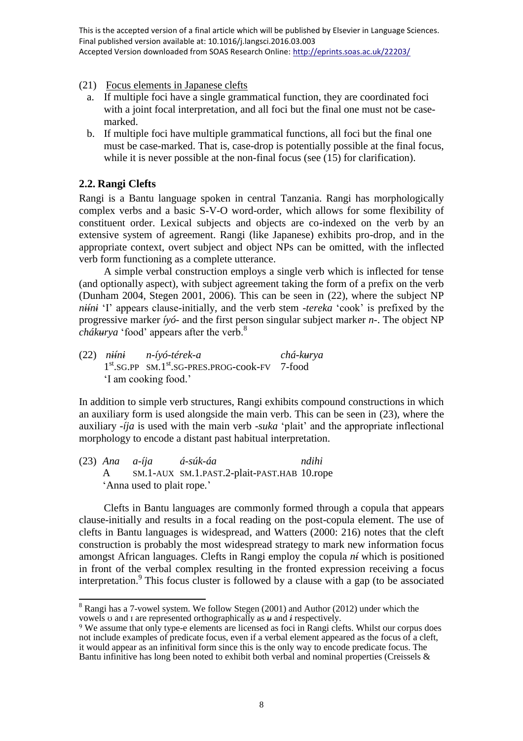This is the accepted version of a final article which will be published by Elsevier in Language Sciences. Final published version available at: 10.1016/j.langsci.2016.03.003
Accepted Version downloaded from SOAS Research Online: http://eprints.soas.ac.uk/22203/

(21) Focus elements in Japanese clefts

a. If multiple foci have a single grammatical function, they are coordinated foci with a joint focal interpretation, and all foci but the final one must not be case-marked.

b. If multiple foci have multiple grammatical functions, all foci but the final one must be case-marked. That is, case-drop is potentially possible at the final focus, while it is never possible at the non-final focus (see (15) for clarification).

## 2.2. Rangi Clefts

Rangi is a Bantu language spoken in central Tanzania. Rangi has morphologically complex verbs and a basic S-V-O word-order, which allows for some flexibility of constituent order. Lexical subjects and objects are co-indexed on the verb by an extensive system of agreement. Rangi (like Japanese) exhibits pro-drop, and in the appropriate context, overt subject and object NPs can be omitted, with the inflected verb form functioning as a complete utterance.

A simple verbal construction employs a single verb which is inflected for tense (and optionally aspect), with subject agreement taking the form of a prefix on the verb (Dunham 2004, Stegen 2001, 2006). This can be seen in (22), where the subject NP *nɨ́ɨ́nɨ* 'I' appears clause-initially, and the verb stem *-tereka* 'cook' is prefixed by the progressive marker *íyó-* and the first person singular subject marker *n-*. The object NP *chákʉrya* 'food' appears after the verb.[8]

(22) *nɨ́ɨ́nɨ* *n-íyó-térek-a* *chá-kʉrya*
1st.SG.PP SM.1st.SG-PRES.PROG-cook-FV 7-food
'I am cooking food.'

In addition to simple verb structures, Rangi exhibits compound constructions in which an auxiliary form is used alongside the main verb. This can be seen in (23), where the auxiliary *-íja* is used with the main verb *-suka* 'plait' and the appropriate inflectional morphology to encode a distant past habitual interpretation.

(23) *Ana* *a-íja* *á-súk-áa* *ndihi*
A SM.1-AUX SM.1.PAST.2-plait-PAST.HAB 10.rope
'Anna used to plait rope.'

Clefts in Bantu languages are commonly formed through a copula that appears clause-initially and results in a focal reading on the post-copula element. The use of clefts in Bantu languages is widespread, and Watters (2000: 216) notes that the cleft construction is probably the most widespread strategy to mark new information focus amongst African languages. Clefts in Rangi employ the copula *nɨ́* which is positioned in front of the verbal complex resulting in the fronted expression receiving a focus interpretation.[9] This focus cluster is followed by a clause with a gap (to be associated

---

[8] Rangi has a 7-vowel system. We follow Stegen (2001) and Author (2012) under which the vowels ʊ and ɪ are represented orthographically as *ʉ* and *ɨ* respectively.

[9] We assume that only type-e elements are licensed as foci in Rangi clefts. Whilst our corpus does not include examples of predicate focus, even if a verbal element appeared as the focus of a cleft, it would appear as an infinitival form since this is the only way to encode predicate focus. The Bantu infinitive has long been noted to exhibit both verbal and nominal properties (Creissels &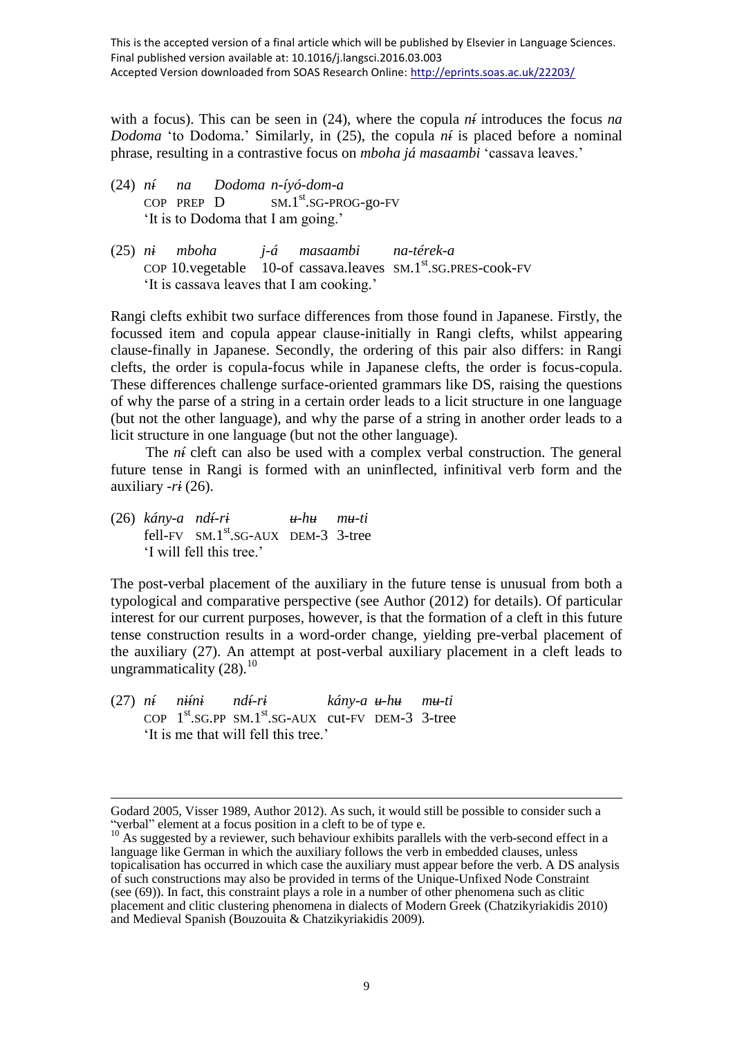with a focus). This can be seen in (24), where the copula *nɨ́* introduces the focus *na Dodoma* 'to Dodoma.' Similarly, in (25), the copula *nɨ́* is placed before a nominal phrase, resulting in a contrastive focus on *mboha já masaambi* 'cassava leaves.'

(24) *nɨ́ na Dodoma n-íyó-dom-a*
COP PREP D SM.1st.SG-PROG-go-FV
'It is to Dodoma that I am going.'

(25) *nɨ mboha j-á masaambi na-térek-a*
COP 10.vegetable 10-of cassava.leaves SM.1st.SG.PRES-cook-FV
'It is cassava leaves that I am cooking.'

Rangi clefts exhibit two surface differences from those found in Japanese. Firstly, the focussed item and copula appear clause-initially in Rangi clefts, whilst appearing clause-finally in Japanese. Secondly, the ordering of this pair also differs: in Rangi clefts, the order is copula-focus while in Japanese clefts, the order is focus-copula. These differences challenge surface-oriented grammars like DS, raising the questions of why the parse of a string in a certain order leads to a licit structure in one language (but not the other language), and why the parse of a string in another order leads to a licit structure in one language (but not the other language).

The *nɨ́* cleft can also be used with a complex verbal construction. The general future tense in Rangi is formed with an uninflected, infinitival verb form and the auxiliary *-rɨ* (26).

(26) *kány-a ndɨ́-rɨ ʉ-hʉ mʉ-ti*
fell-FV SM.1st.SG-AUX DEM-3 3-tree
'I will fell this tree.'

The post-verbal placement of the auxiliary in the future tense is unusual from both a typological and comparative perspective (see Author (2012) for details). Of particular interest for our current purposes, however, is that the formation of a cleft in this future tense construction results in a word-order change, yielding pre-verbal placement of the auxiliary (27). An attempt at post-verbal auxiliary placement in a cleft leads to ungrammaticality (28).[10]

(27) *nɨ́ nɨɨ́nɨ ndɨ́-rɨ kány-a ʉ-hʉ mʉ-ti*
COP 1st.SG.PP SM.1st.SG-AUX cut-FV DEM-3 3-tree
'It is me that will fell this tree.'

---

Godard 2005, Visser 1989, Author 2012). As such, it would still be possible to consider such a "verbal" element at a focus position in a cleft to be of type e.

[10] As suggested by a reviewer, such behaviour exhibits parallels with the verb-second effect in a language like German in which the auxiliary follows the verb in embedded clauses, unless topicalisation has occurred in which case the auxiliary must appear before the verb. A DS analysis of such constructions may also be provided in terms of the Unique-Unfixed Node Constraint (see (69)). In fact, this constraint plays a role in a number of other phenomena such as clitic placement and clitic clustering phenomena in dialects of Modern Greek (Chatzikyriakidis 2010) and Medieval Spanish (Bouzouita & Chatzikyriakidis 2009).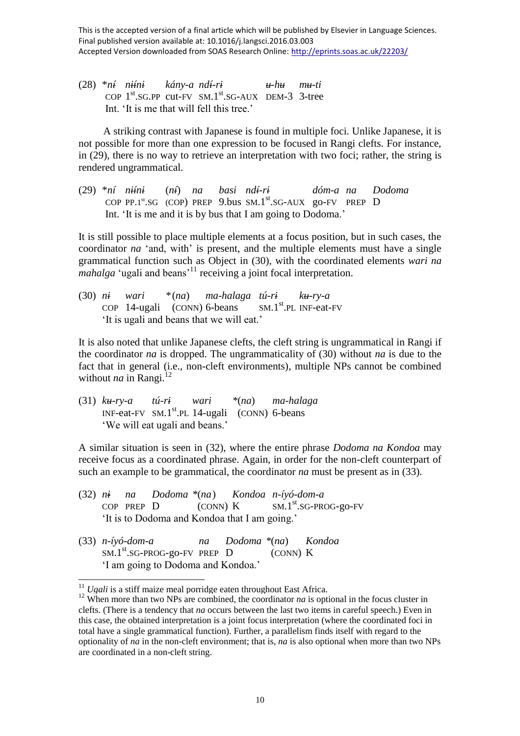This is the accepted version of a final article which will be published by Elsevier in Language Sciences.
Final published version available at: 10.1016/j.langsci.2016.03.003
Accepted Version downloaded from SOAS Research Online: http://eprints.soas.ac.uk/22203/

(28) *ní níínɨ kány-a ndɨ́-rɨ u-hu mu-ti
COP 1st.SG.PP cut-FV SM.1st.SG-AUX DEM-3 3-tree
Int. 'It is me that will fell this tree.'

A striking contrast with Japanese is found in multiple foci. Unlike Japanese, it is not possible for more than one expression to be focused in Rangi clefts. For instance, in (29), there is no way to retrieve an interpretation with two foci; rather, the string is rendered ungrammatical.

(29) *ní níínɨ (nɨ́) na basi ndɨ́-rɨ dóm-a na Dodoma
COP PP.1st.SG (COP) PREP 9.bus SM.1st.SG-AUX go-FV PREP D
Int. 'It is me and it is by bus that I am going to Dodoma.'

It is still possible to place multiple elements at a focus position, but in such cases, the coordinator *na* 'and, with' is present, and the multiple elements must have a single grammatical function such as Object in (30), with the coordinated elements *wari na mahalga* 'ugali and beans'[11] receiving a joint focal interpretation.

(30) nɨ wari *(na) ma-halaga tú-rɨ ku-ry-a
COP 14-ugali (CONN) 6-beans SM.1st.PL INF-eat-FV
'It is ugali and beans that we will eat.'

It is also noted that unlike Japanese clefts, the cleft string is ungrammatical in Rangi if the coordinator *na* is dropped. The ungrammaticality of (30) without *na* is due to the fact that in general (i.e., non-cleft environments), multiple NPs cannot be combined without *na* in Rangi.[12]

(31) ku-ry-a tú-rɨ wari *(na) ma-halaga
INF-eat-FV SM.1st.PL 14-ugali (CONN) 6-beans
'We will eat ugali and beans.'

A similar situation is seen in (32), where the entire phrase *Dodoma na Kondoa* may receive focus as a coordinated phrase. Again, in order for the non-cleft counterpart of such an example to be grammatical, the coordinator *na* must be present as in (33).

(32) nɨ na Dodoma *(na) Kondoa n-íyó-dom-a
COP PREP D (CONN) K SM.1st.SG-PROG-go-FV
'It is to Dodoma and Kondoa that I am going.'

(33) n-íyó-dom-a na Dodoma *(na) Kondoa
SM.1st.SG-PROG-go-FV PREP D (CONN) K
'I am going to Dodoma and Kondoa.'

[11] *Ugali* is a stiff maize meal porridge eaten throughout East Africa.

[12] When more than two NPs are combined, the coordinator *na* is optional in the focus cluster in clefts. (There is a tendency that *na* occurs between the last two items in careful speech.) Even in this case, the obtained interpretation is a joint focus interpretation (where the coordinated foci in total have a single grammatical function). Further, a parallelism finds itself with regard to the optionality of *na* in the non-cleft environment; that is, *na* is also optional when more than two NPs are coordinated in a non-cleft string.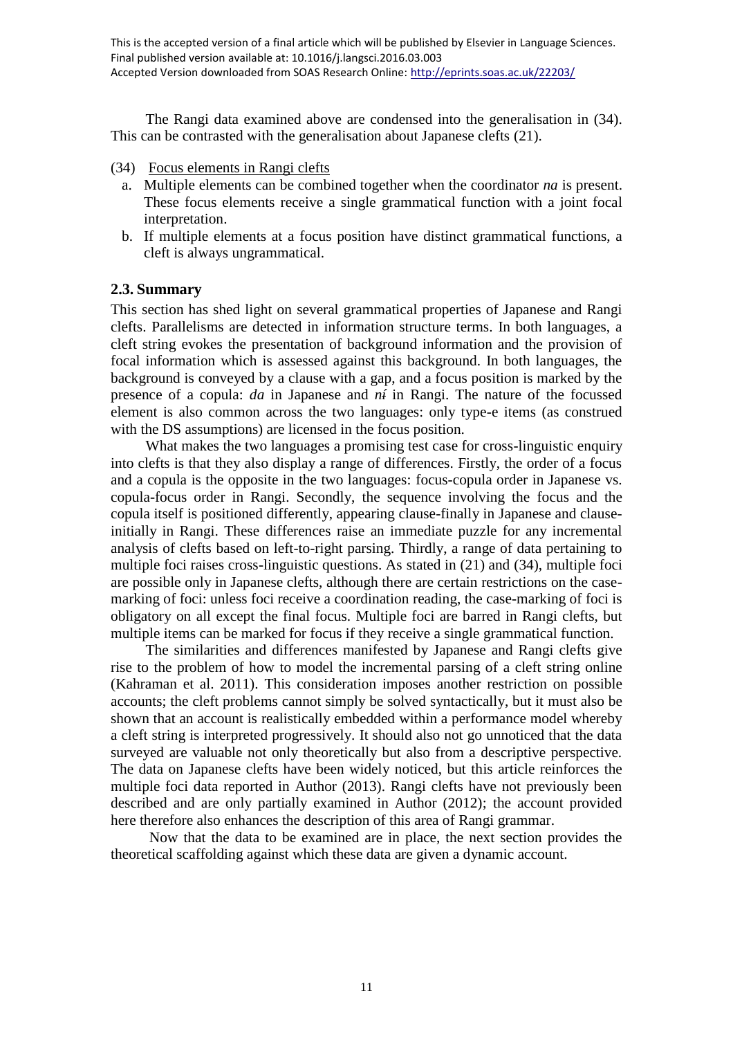The Rangi data examined above are condensed into the generalisation in (34). This can be contrasted with the generalisation about Japanese clefts (21).

(34) Focus elements in Rangi clefts

a. Multiple elements can be combined together when the coordinator *na* is present. These focus elements receive a single grammatical function with a joint focal interpretation.

b. If multiple elements at a focus position have distinct grammatical functions, a cleft is always ungrammatical.

## 2.3. Summary

This section has shed light on several grammatical properties of Japanese and Rangi clefts. Parallelisms are detected in information structure terms. In both languages, a cleft string evokes the presentation of background information and the provision of focal information which is assessed against this background. In both languages, the background is conveyed by a clause with a gap, and a focus position is marked by the presence of a copula: *da* in Japanese and *nɨ́* in Rangi. The nature of the focussed element is also common across the two languages: only type-e items (as construed with the DS assumptions) are licensed in the focus position.

What makes the two languages a promising test case for cross-linguistic enquiry into clefts is that they also display a range of differences. Firstly, the order of a focus and a copula is the opposite in the two languages: focus-copula order in Japanese vs. copula-focus order in Rangi. Secondly, the sequence involving the focus and the copula itself is positioned differently, appearing clause-finally in Japanese and clause-initially in Rangi. These differences raise an immediate puzzle for any incremental analysis of clefts based on left-to-right parsing. Thirdly, a range of data pertaining to multiple foci raises cross-linguistic questions. As stated in (21) and (34), multiple foci are possible only in Japanese clefts, although there are certain restrictions on the case-marking of foci: unless foci receive a coordination reading, the case-marking of foci is obligatory on all except the final focus. Multiple foci are barred in Rangi clefts, but multiple items can be marked for focus if they receive a single grammatical function.

The similarities and differences manifested by Japanese and Rangi clefts give rise to the problem of how to model the incremental parsing of a cleft string online (Kahraman et al. 2011). This consideration imposes another restriction on possible accounts; the cleft problems cannot simply be solved syntactically, but it must also be shown that an account is realistically embedded within a performance model whereby a cleft string is interpreted progressively. It should also not go unnoticed that the data surveyed are valuable not only theoretically but also from a descriptive perspective. The data on Japanese clefts have been widely noticed, but this article reinforces the multiple foci data reported in Author (2013). Rangi clefts have not previously been described and are only partially examined in Author (2012); the account provided here therefore also enhances the description of this area of Rangi grammar.

Now that the data to be examined are in place, the next section provides the theoretical scaffolding against which these data are given a dynamic account.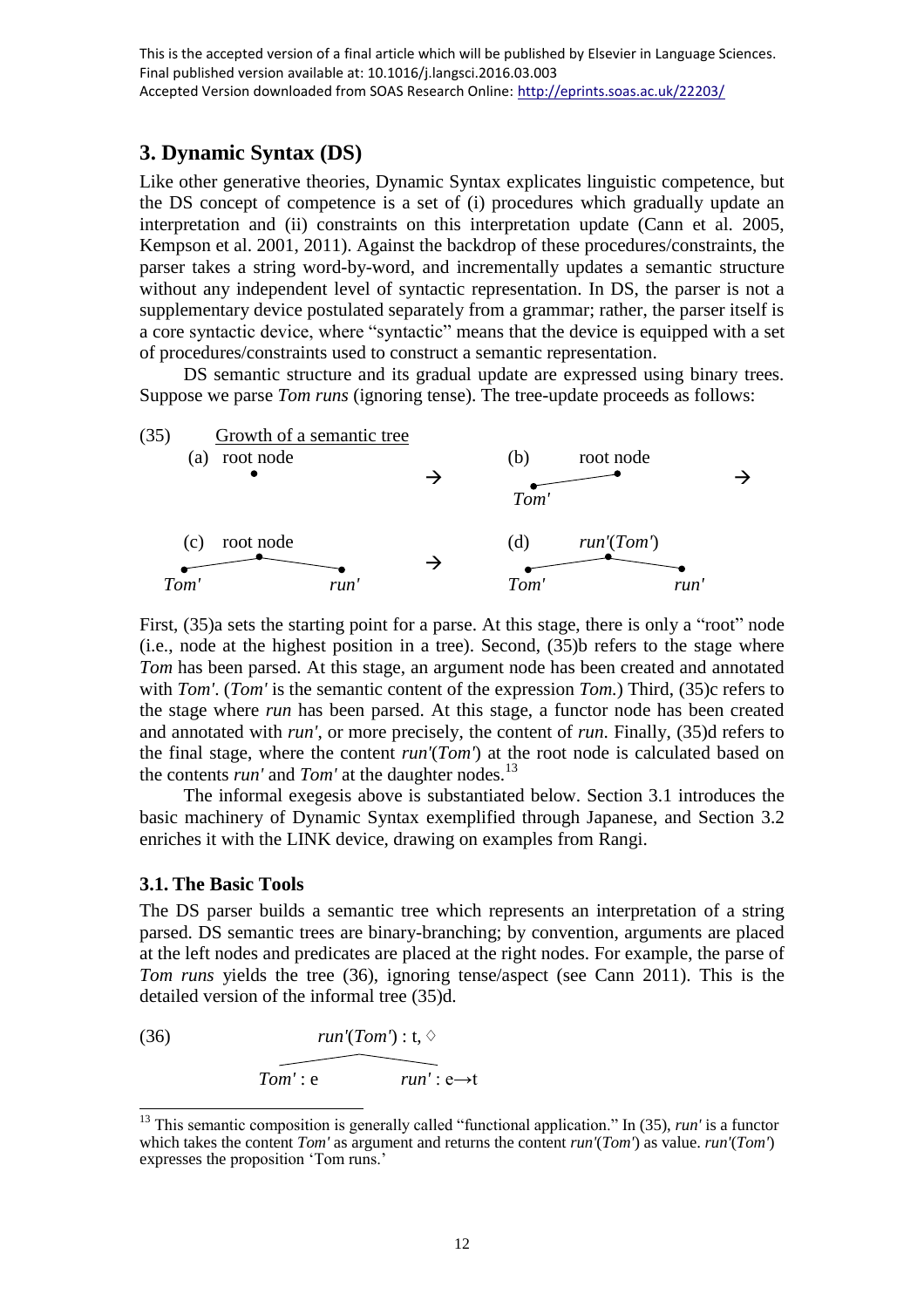This is the accepted version of a final article which will be published by Elsevier in Language Sciences.
Final published version available at: 10.1016/j.langsci.2016.03.003
Accepted Version downloaded from SOAS Research Online: http://eprints.soas.ac.uk/22203/

## 3. Dynamic Syntax (DS)

Like other generative theories, Dynamic Syntax explicates linguistic competence, but the DS concept of competence is a set of (i) procedures which gradually update an interpretation and (ii) constraints on this interpretation update (Cann et al. 2005, Kempson et al. 2001, 2011). Against the backdrop of these procedures/constraints, the parser takes a string word-by-word, and incrementally updates a semantic structure without any independent level of syntactic representation. In DS, the parser is not a supplementary device postulated separately from a grammar; rather, the parser itself is a core syntactic device, where "syntactic" means that the device is equipped with a set of procedures/constraints used to construct a semantic representation.

DS semantic structure and its gradual update are expressed using binary trees. Suppose we parse *Tom runs* (ignoring tense). The tree-update proceeds as follows:

(35) Growth of a semantic tree

(a) root node → (b) root node [daughter: *Tom'*] →

(c) root node [daughters: *Tom'*, *run'*] → (d) *run'*(*Tom'*) [daughters: *Tom'*, *run'*]

First, (35)a sets the starting point for a parse. At this stage, there is only a "root" node (i.e., node at the highest position in a tree). Second, (35)b refers to the stage where *Tom* has been parsed. At this stage, an argument node has been created and annotated with *Tom'*. (*Tom'* is the semantic content of the expression *Tom*.) Third, (35)c refers to the stage where *run* has been parsed. At this stage, a functor node has been created and annotated with *run'*, or more precisely, the content of *run*. Finally, (35)d refers to the final stage, where the content *run'*(*Tom'*) at the root node is calculated based on the contents *run'* and *Tom'* at the daughter nodes.[13]

The informal exegesis above is substantiated below. Section 3.1 introduces the basic machinery of Dynamic Syntax exemplified through Japanese, and Section 3.2 enriches it with the LINK device, drawing on examples from Rangi.

### 3.1. The Basic Tools

The DS parser builds a semantic tree which represents an interpretation of a string parsed. DS semantic trees are binary-branching; by convention, arguments are placed at the left nodes and predicates are placed at the right nodes. For example, the parse of *Tom runs* yields the tree (36), ignoring tense/aspect (see Cann 2011). This is the detailed version of the informal tree (35)d.

(36) *run'*(*Tom'*) : t, ◊ [daughters: *Tom'* : e, *run'* : e→t]

[13] This semantic composition is generally called "functional application." In (35), *run'* is a functor which takes the content *Tom'* as argument and returns the content *run'*(*Tom'*) as value. *run'*(*Tom'*) expresses the proposition 'Tom runs.'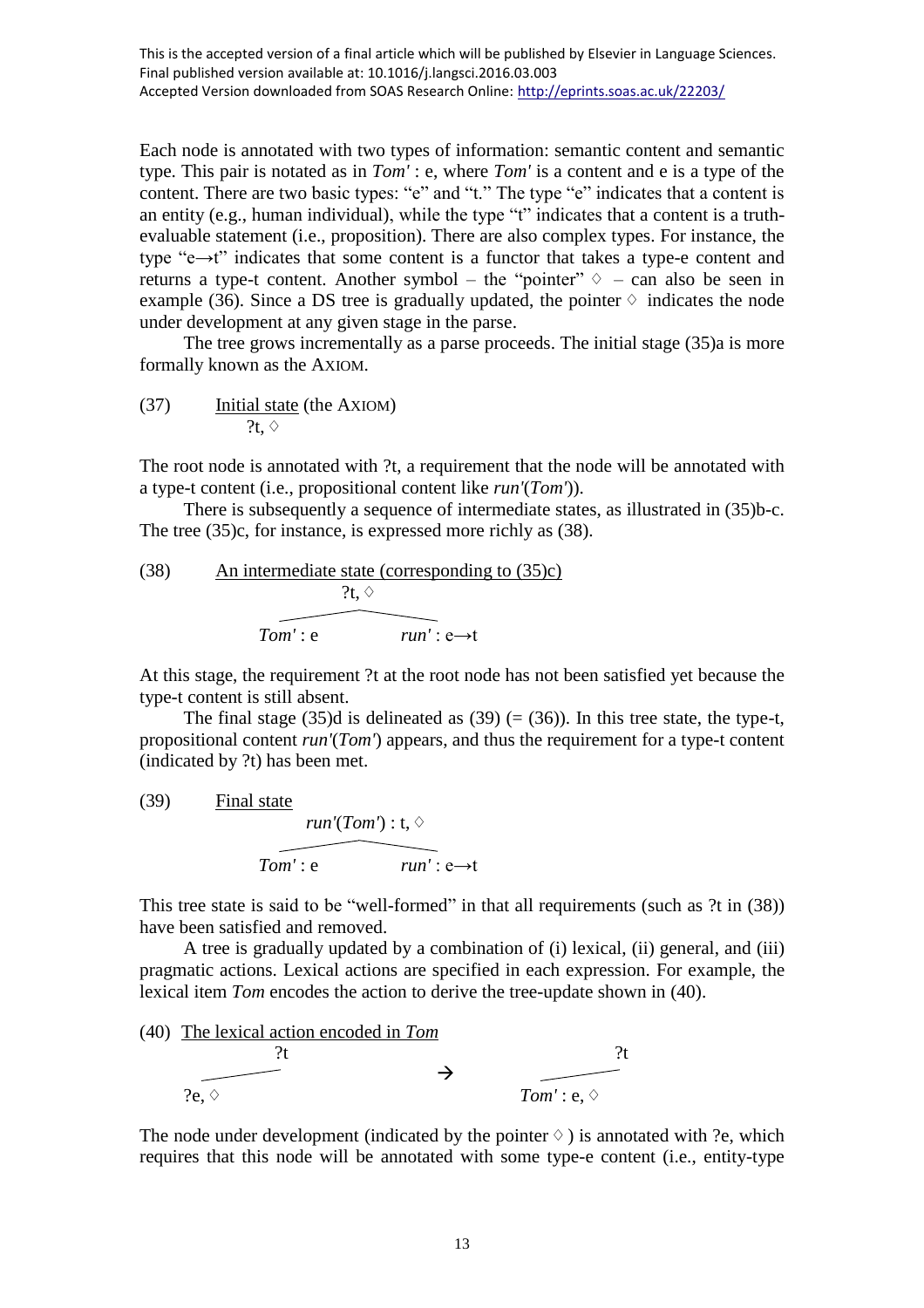Each node is annotated with two types of information: semantic content and semantic type. This pair is notated as in *Tom'* : e, where *Tom'* is a content and e is a type of the content. There are two basic types: "e" and "t." The type "e" indicates that a content is an entity (e.g., human individual), while the type "t" indicates that a content is a truth-evaluable statement (i.e., proposition). There are also complex types. For instance, the type "e→t" indicates that some content is a functor that takes a type-e content and returns a type-t content. Another symbol – the "pointer" ♢ – can also be seen in example (36). Since a DS tree is gradually updated, the pointer ♢ indicates the node under development at any given stage in the parse.

The tree grows incrementally as a parse proceeds. The initial stage (35)a is more formally known as the AXIOM.

(37) Initial state (the AXIOM)

?t, ♢

The root node is annotated with ?t, a requirement that the node will be annotated with a type-t content (i.e., propositional content like *run'*(*Tom'*)).

There is subsequently a sequence of intermediate states, as illustrated in (35)b-c. The tree (35)c, for instance, is expressed more richly as (38).

(38) An intermediate state (corresponding to (35)c)

```
          ?t, ♢
        /       \
  Tom' : e     run' : e→t
```

At this stage, the requirement ?t at the root node has not been satisfied yet because the type-t content is still absent.

The final stage (35)d is delineated as (39) (= (36)). In this tree state, the type-t, propositional content *run'*(*Tom'*) appears, and thus the requirement for a type-t content (indicated by ?t) has been met.

(39) Final state

```
       run'(Tom') : t, ♢
        /       \
  Tom' : e     run' : e→t
```

This tree state is said to be "well-formed" in that all requirements (such as ?t in (38)) have been satisfied and removed.

A tree is gradually updated by a combination of (i) lexical, (ii) general, and (iii) pragmatic actions. Lexical actions are specified in each expression. For example, the lexical item *Tom* encodes the action to derive the tree-update shown in (40).

(40) The lexical action encoded in *Tom*

```
      ?t                      ?t
     /          →            /
  ?e, ♢                Tom' : e, ♢
```

The node under development (indicated by the pointer ♢ ) is annotated with ?e, which requires that this node will be annotated with some type-e content (i.e., entity-type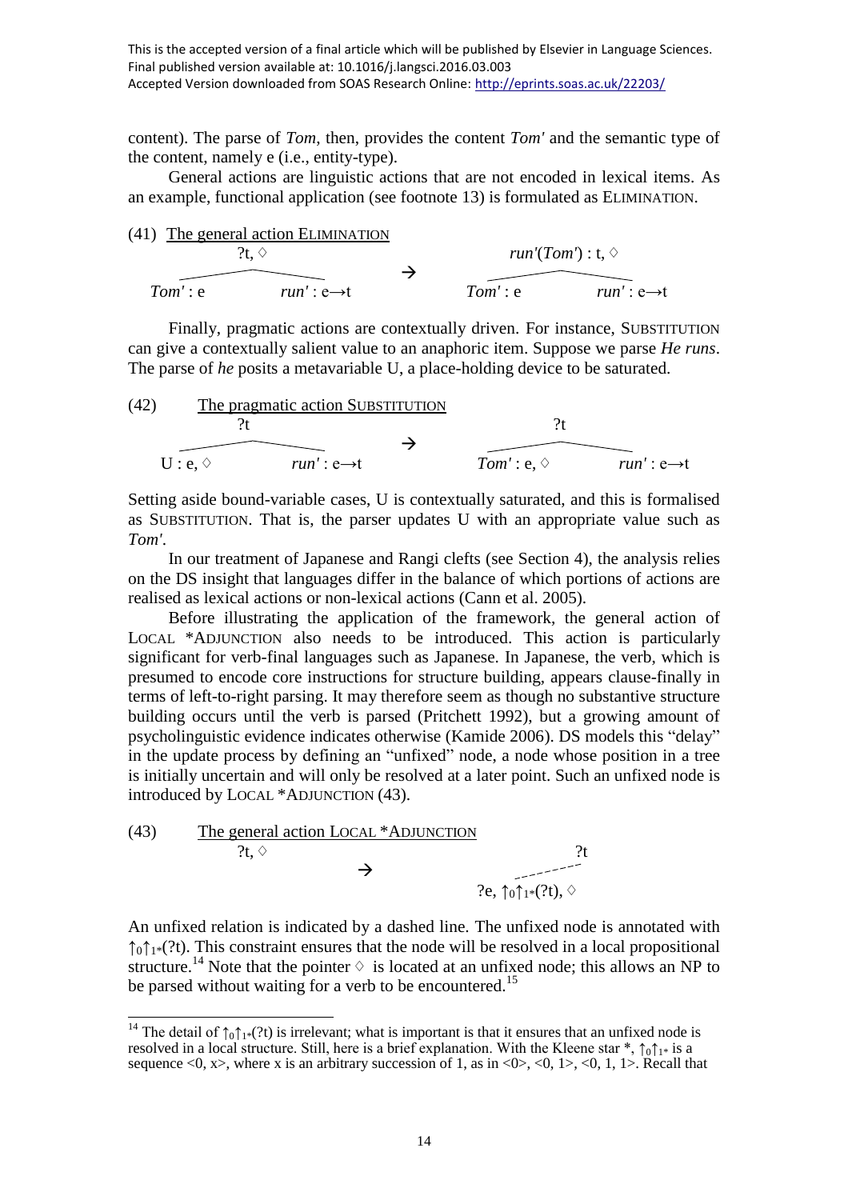content). The parse of *Tom*, then, provides the content *Tom'* and the semantic type of the content, namely e (i.e., entity-type).

General actions are linguistic actions that are not encoded in lexical items. As an example, functional application (see footnote 13) is formulated as ELIMINATION.

(41) The general action ELIMINATION

```
          ?t, ◊                                  run'(Tom') : t, ◊
     ___________                                 _______________
Tom' : e        run' : e→t        →         Tom' : e           run' : e→t
```

Finally, pragmatic actions are contextually driven. For instance, SUBSTITUTION can give a contextually salient value to an anaphoric item. Suppose we parse *He runs*. The parse of *he* posits a metavariable U, a place-holding device to be saturated.

(42) The pragmatic action SUBSTITUTION

```
          ?t                                        ?t
     ___________                               _____________
U : e, ◊        run' : e→t        →       Tom' : e, ◊        run' : e→t
```

Setting aside bound-variable cases, U is contextually saturated, and this is formalised as SUBSTITUTION. That is, the parser updates U with an appropriate value such as *Tom'*.

In our treatment of Japanese and Rangi clefts (see Section 4), the analysis relies on the DS insight that languages differ in the balance of which portions of actions are realised as lexical actions or non-lexical actions (Cann et al. 2005).

Before illustrating the application of the framework, the general action of LOCAL \*ADJUNCTION also needs to be introduced. This action is particularly significant for verb-final languages such as Japanese. In Japanese, the verb, which is presumed to encode core instructions for structure building, appears clause-finally in terms of left-to-right parsing. It may therefore seem as though no substantive structure building occurs until the verb is parsed (Pritchett 1992), but a growing amount of psycholinguistic evidence indicates otherwise (Kamide 2006). DS models this "delay" in the update process by defining an "unfixed" node, a node whose position in a tree is initially uncertain and will only be resolved at a later point. Such an unfixed node is introduced by LOCAL \*ADJUNCTION (43).

(43) The general action LOCAL \*ADJUNCTION

```
     ?t, ◊          →                          ?t
                                      - - - - -
                               ?e, ↑0↑1*(?t), ◊
```

An unfixed relation is indicated by a dashed line. The unfixed node is annotated with $\uparrow_0\uparrow_{1*}(?t)$. This constraint ensures that the node will be resolved in a local propositional structure.[14] Note that the pointer ◊ is located at an unfixed node; this allows an NP to be parsed without waiting for a verb to be encountered.[15]

---

[14] The detail of $\uparrow_0\uparrow_{1*}(?t)$ is irrelevant; what is important is that it ensures that an unfixed node is resolved in a local structure. Still, here is a brief explanation. With the Kleene star \*, $\uparrow_0\uparrow_{1*}$ is a sequence <0, x>, where x is an arbitrary succession of 1, as in <0>, <0, 1>, <0, 1, 1>. Recall that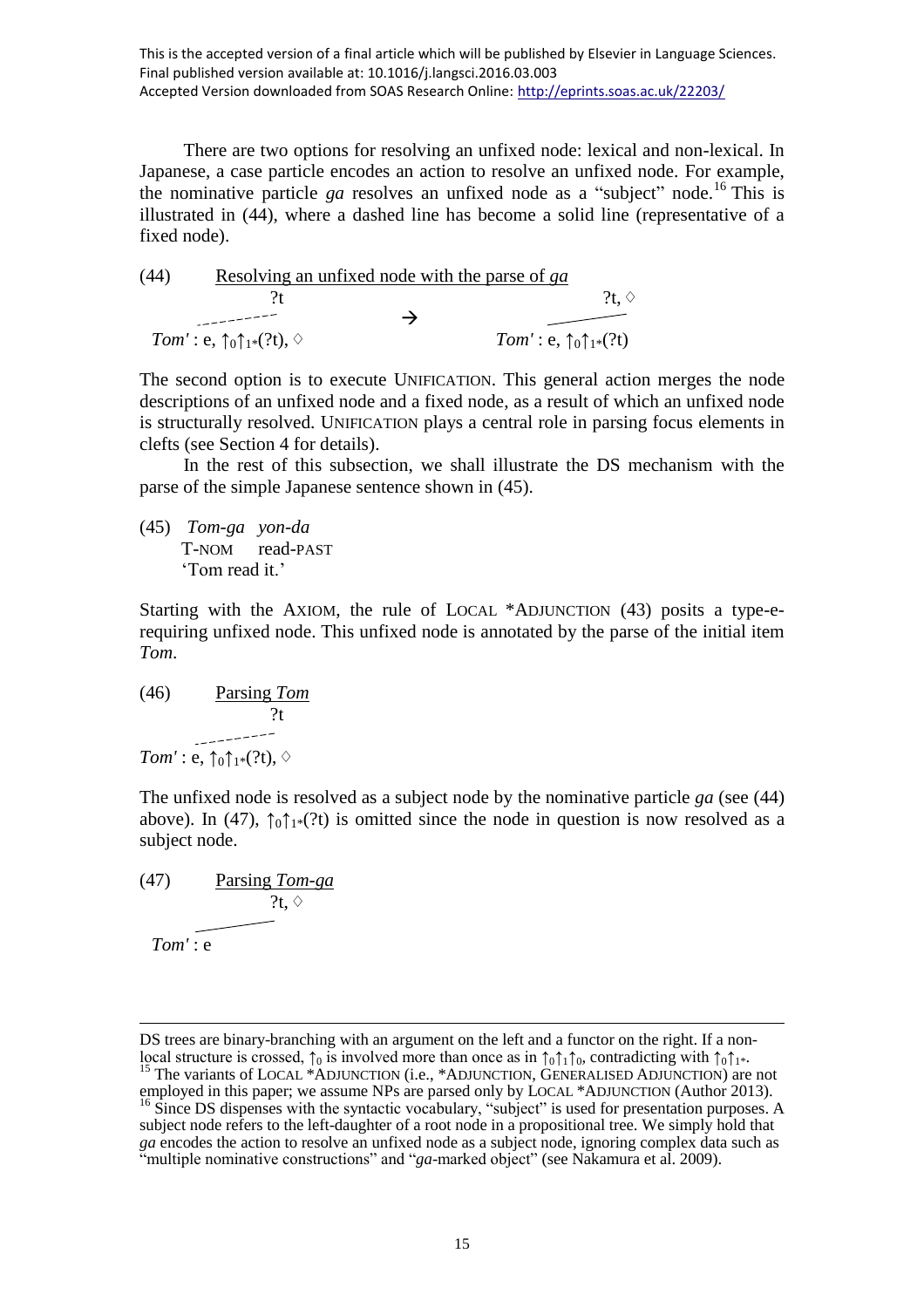This is the accepted version of a final article which will be published by Elsevier in Language Sciences.
Final published version available at: 10.1016/j.langsci.2016.03.003
Accepted Version downloaded from SOAS Research Online: http://eprints.soas.ac.uk/22203/

There are two options for resolving an unfixed node: lexical and non-lexical. In Japanese, a case particle encodes an action to resolve an unfixed node. For example, the nominative particle *ga* resolves an unfixed node as a "subject" node.[16] This is illustrated in (44), where a dashed line has become a solid line (representative of a fixed node).

(44) Resolving an unfixed node with the parse of *ga*

```
            ?t                                    ?t, ◊
     - - - - - -              →            ______
Tom' : e, ↑0↑1*(?t), ◊              Tom' : e, ↑0↑1*(?t)
```

The second option is to execute UNIFICATION. This general action merges the node descriptions of an unfixed node and a fixed node, as a result of which an unfixed node is structurally resolved. UNIFICATION plays a central role in parsing focus elements in clefts (see Section 4 for details).

In the rest of this subsection, we shall illustrate the DS mechanism with the parse of the simple Japanese sentence shown in (45).

(45) *Tom-ga yon-da*
T-NOM read-PAST
'Tom read it.'

Starting with the AXIOM, the rule of LOCAL *ADJUNCTION (43) posits a type-e-requiring unfixed node. This unfixed node is annotated by the parse of the initial item *Tom*.

(46) Parsing *Tom*

```
            ?t
     - - - - - -
Tom' : e, ↑0↑1*(?t), ◊
```

The unfixed node is resolved as a subject node by the nominative particle *ga* (see (44) above). In (47), $\uparrow_0\uparrow_{1*}$(?t) is omitted since the node in question is now resolved as a subject node.

(47) Parsing *Tom-ga*

```
          ?t, ◊
      ______
Tom' : e
```

---

DS trees are binary-branching with an argument on the left and a functor on the right. If a non-local structure is crossed, $\uparrow_0$ is involved more than once as in $\uparrow_0\uparrow_1\uparrow_0$, contradicting with $\uparrow_0\uparrow_{1*}$.

[15] The variants of LOCAL *ADJUNCTION (i.e., *ADJUNCTION, GENERALISED ADJUNCTION) are not employed in this paper; we assume NPs are parsed only by LOCAL *ADJUNCTION (Author 2013).

[16] Since DS dispenses with the syntactic vocabulary, "subject" is used for presentation purposes. A subject node refers to the left-daughter of a root node in a propositional tree. We simply hold that *ga* encodes the action to resolve an unfixed node as a subject node, ignoring complex data such as "multiple nominative constructions" and "*ga*-marked object" (see Nakamura et al. 2009).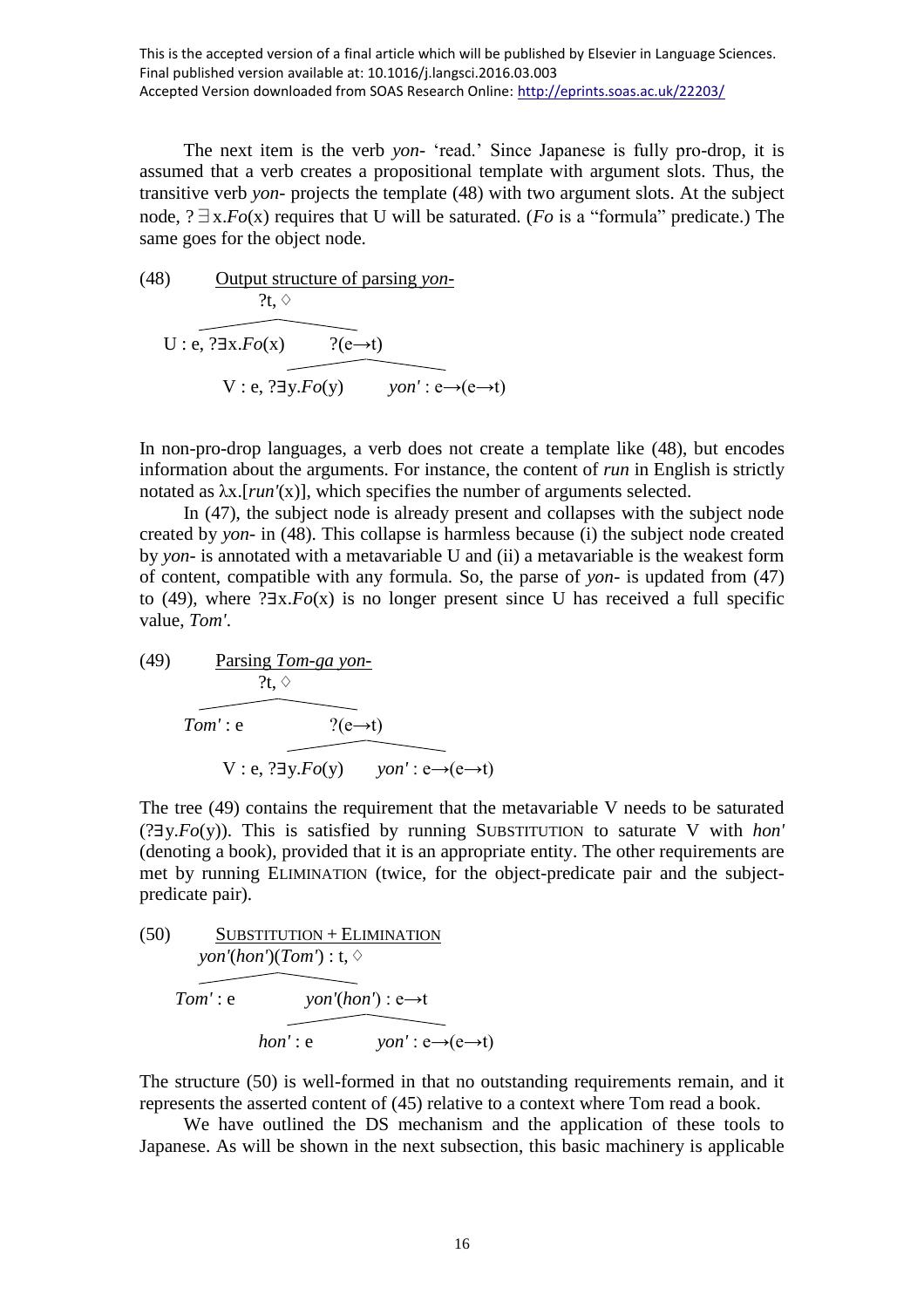This is the accepted version of a final article which will be published by Elsevier in Language Sciences. Final published version available at: 10.1016/j.langsci.2016.03.003
Accepted Version downloaded from SOAS Research Online: http://eprints.soas.ac.uk/22203/

The next item is the verb *yon-* 'read.' Since Japanese is fully pro-drop, it is assumed that a verb creates a propositional template with argument slots. Thus, the transitive verb *yon-* projects the template (48) with two argument slots. At the subject node, $?\exists x.Fo(x)$ requires that U will be saturated. (*Fo* is a "formula" predicate.) The same goes for the object node.

(48) Output structure of parsing *yon-*

```
                ?t, ◊
          /              \
U : e, ?∃x.Fo(x)        ?(e→t)
                      /          \
          V : e, ?∃y.Fo(y)     yon' : e→(e→t)
```

In non-pro-drop languages, a verb does not create a template like (48), but encodes information about the arguments. For instance, the content of *run* in English is strictly notated as $\lambda x.[run'(x)]$, which specifies the number of arguments selected.

In (47), the subject node is already present and collapses with the subject node created by *yon-* in (48). This collapse is harmless because (i) the subject node created by *yon-* is annotated with a metavariable U and (ii) a metavariable is the weakest form of content, compatible with any formula. So, the parse of *yon-* is updated from (47) to (49), where $?\exists x.Fo(x)$ is no longer present since U has received a full specific value, *Tom'*.

(49) Parsing *Tom-ga yon-*

```
                ?t, ◊
          /              \
    Tom' : e            ?(e→t)
                      /          \
          V : e, ?∃y.Fo(y)     yon' : e→(e→t)
```

The tree (49) contains the requirement that the metavariable V needs to be saturated ($?\exists y.Fo(y)$). This is satisfied by running SUBSTITUTION to saturate V with *hon'* (denoting a book), provided that it is an appropriate entity. The other requirements are met by running ELIMINATION (twice, for the object-predicate pair and the subject-predicate pair).

(50) SUBSTITUTION + ELIMINATION

```
          yon'(hon')(Tom') : t, ◊
          /              \
    Tom' : e          yon'(hon') : e→t
                      /          \
               hon' : e        yon' : e→(e→t)
```

The structure (50) is well-formed in that no outstanding requirements remain, and it represents the asserted content of (45) relative to a context where Tom read a book.

We have outlined the DS mechanism and the application of these tools to Japanese. As will be shown in the next subsection, this basic machinery is applicable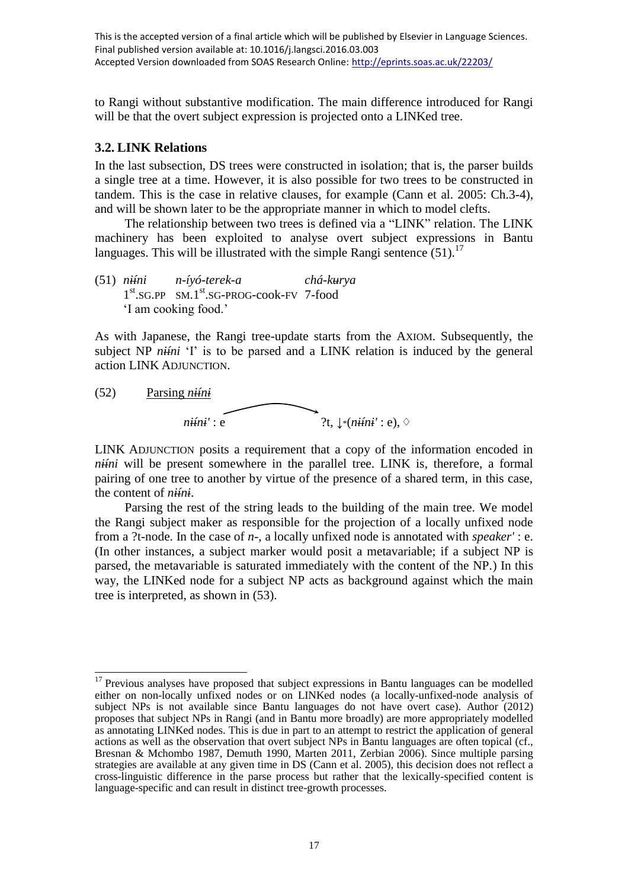This is the accepted version of a final article which will be published by Elsevier in Language Sciences.
Final published version available at: 10.1016/j.langsci.2016.03.003
Accepted Version downloaded from SOAS Research Online: http://eprints.soas.ac.uk/22203/

to Rangi without substantive modification. The main difference introduced for Rangi will be that the overt subject expression is projected onto a LINKed tree.

### 3.2. LINK Relations

In the last subsection, DS trees were constructed in isolation; that is, the parser builds a single tree at a time. However, it is also possible for two trees to be constructed in tandem. This is the case in relative clauses, for example (Cann et al. 2005: Ch.3-4), and will be shown later to be the appropriate manner in which to model clefts.

The relationship between two trees is defined via a "LINK" relation. The LINK machinery has been exploited to analyse overt subject expressions in Bantu languages. This will be illustrated with the simple Rangi sentence (51).[17]

(51) *nɨ́ɨ́ni* *n-íyó-terek-a* *chá-kʉrya*
1st.SG.PP SM.1st.SG-PROG-cook-FV 7-food
'I am cooking food.'

As with Japanese, the Rangi tree-update starts from the AXIOM. Subsequently, the subject NP *nɨ́ɨ́ni* 'I' is to be parsed and a LINK relation is induced by the general action LINK ADJUNCTION.

(52) Parsing *nɨ́ɨ́nɨ*

*nɨ́ɨ́nɨ'* : e ⟶ ?t, $\downarrow_*$(*nɨ́ɨ́nɨ'* : e), ◊

LINK ADJUNCTION posits a requirement that a copy of the information encoded in *nɨ́ɨ́ni* will be present somewhere in the parallel tree. LINK is, therefore, a formal pairing of one tree to another by virtue of the presence of a shared term, in this case, the content of *nɨ́ɨ́nɨ*.

Parsing the rest of the string leads to the building of the main tree. We model the Rangi subject maker as responsible for the projection of a locally unfixed node from a ?t-node. In the case of *n-*, a locally unfixed node is annotated with *speaker'* : e. (In other instances, a subject marker would posit a metavariable; if a subject NP is parsed, the metavariable is saturated immediately with the content of the NP.) In this way, the LINKed node for a subject NP acts as background against which the main tree is interpreted, as shown in (53).

---

[17] Previous analyses have proposed that subject expressions in Bantu languages can be modelled either on non-locally unfixed nodes or on LINKed nodes (a locally-unfixed-node analysis of subject NPs is not available since Bantu languages do not have overt case). Author (2012) proposes that subject NPs in Rangi (and in Bantu more broadly) are more appropriately modelled as annotating LINKed nodes. This is due in part to an attempt to restrict the application of general actions as well as the observation that overt subject NPs in Bantu languages are often topical (cf., Bresnan & Mchombo 1987, Demuth 1990, Marten 2011, Zerbian 2006). Since multiple parsing strategies are available at any given time in DS (Cann et al. 2005), this decision does not reflect a cross-linguistic difference in the parse process but rather that the lexically-specified content is language-specific and can result in distinct tree-growth processes.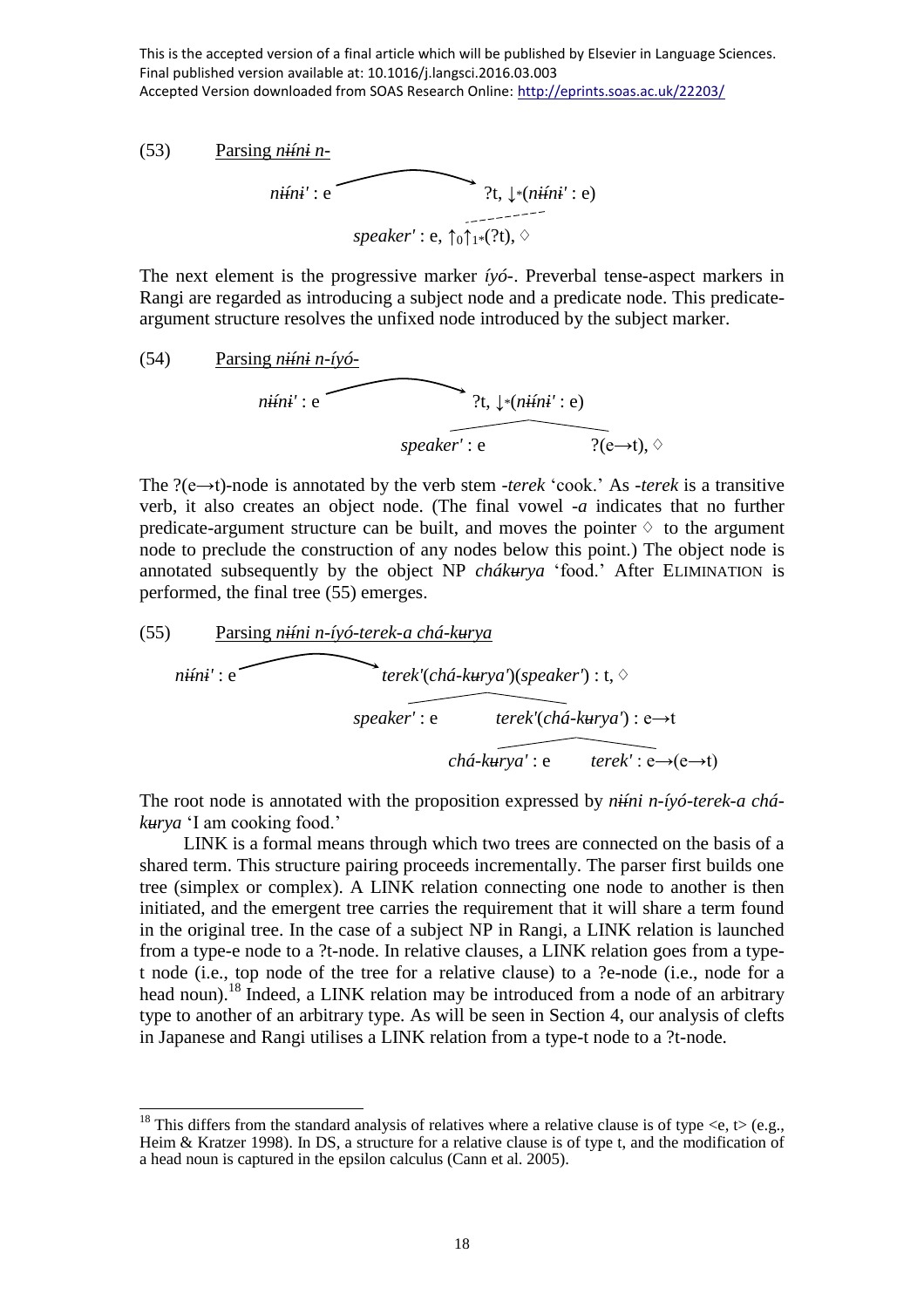This is the accepted version of a final article which will be published by Elsevier in Language Sciences.
Final published version available at: 10.1016/j.langsci.2016.03.003
Accepted Version downloaded from SOAS Research Online: http://eprints.soas.ac.uk/22203/

(53) Parsing *nɨ́ɨ́nɨ n-*

*nɨ́ɨ́nɨ'* : e ⟶ ?t, $\downarrow_*$(*nɨ́ɨ́nɨ'* : e)

*speaker'* : e, $\uparrow_0\uparrow_{1*}$(?t), ◊

The next element is the progressive marker *íyó-*. Preverbal tense-aspect markers in Rangi are regarded as introducing a subject node and a predicate node. This predicate-argument structure resolves the unfixed node introduced by the subject marker.

(54) Parsing *nɨ́ɨ́nɨ n-íyó-*

*nɨ́ɨ́nɨ'* : e ⟶ ?t, $\downarrow_*$(*nɨ́ɨ́nɨ'* : e)

*speaker'* : e ?(e→t), ◊

The ?(e→t)-node is annotated by the verb stem *-terek* 'cook.' As *-terek* is a transitive verb, it also creates an object node. (The final vowel *-a* indicates that no further predicate-argument structure can be built, and moves the pointer ◊ to the argument node to preclude the construction of any nodes below this point.) The object node is annotated subsequently by the object NP *chákʉrya* 'food.' After ELIMINATION is performed, the final tree (55) emerges.

(55) Parsing *nɨ́ɨ́ni n-íyó-terek-a chá-kʉrya*

*nɨ́ɨ́nɨ'* : e ⟶ *terek'*(*chá-kʉrya'*)(*speaker'*) : t, ◊

*speaker'* : e *terek'*(*chá-kʉrya'*) : e→t

*chá-kʉrya'* : e *terek'* : e→(e→t)

The root node is annotated with the proposition expressed by *nɨ́ɨ́ni n-íyó-terek-a chá-kʉrya* 'I am cooking food.'

LINK is a formal means through which two trees are connected on the basis of a shared term. This structure pairing proceeds incrementally. The parser first builds one tree (simplex or complex). A LINK relation connecting one node to another is then initiated, and the emergent tree carries the requirement that it will share a term found in the original tree. In the case of a subject NP in Rangi, a LINK relation is launched from a type-e node to a ?t-node. In relative clauses, a LINK relation goes from a type-t node (i.e., top node of the tree for a relative clause) to a ?e-node (i.e., node for a head noun).[18] Indeed, a LINK relation may be introduced from a node of an arbitrary type to another of an arbitrary type. As will be seen in Section 4, our analysis of clefts in Japanese and Rangi utilises a LINK relation from a type-t node to a ?t-node.

[18] This differs from the standard analysis of relatives where a relative clause is of type <e, t> (e.g., Heim & Kratzer 1998). In DS, a structure for a relative clause is of type t, and the modification of a head noun is captured in the epsilon calculus (Cann et al. 2005).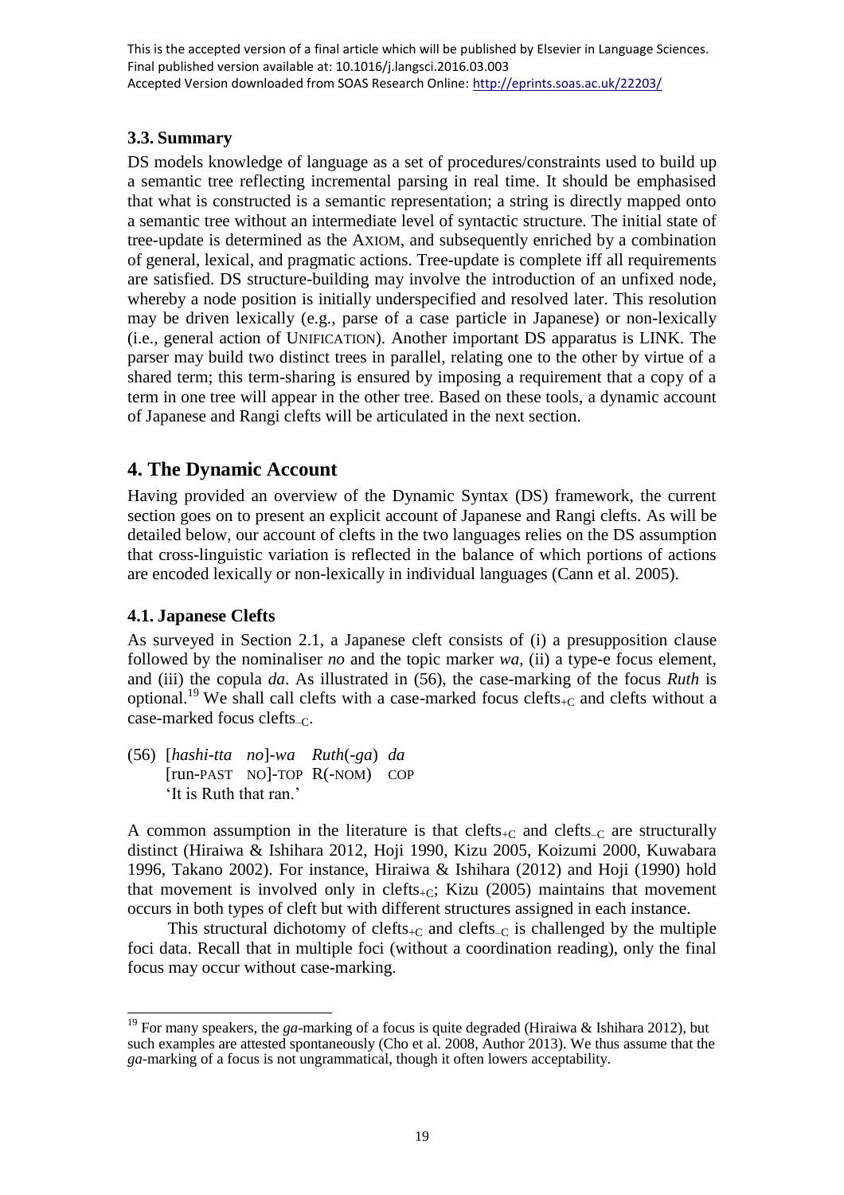This is the accepted version of a final article which will be published by Elsevier in Language Sciences.
Final published version available at: 10.1016/j.langsci.2016.03.003
Accepted Version downloaded from SOAS Research Online: http://eprints.soas.ac.uk/22203/

### 3.3. Summary

DS models knowledge of language as a set of procedures/constraints used to build up a semantic tree reflecting incremental parsing in real time. It should be emphasised that what is constructed is a semantic representation; a string is directly mapped onto a semantic tree without an intermediate level of syntactic structure. The initial state of tree-update is determined as the AXIOM, and subsequently enriched by a combination of general, lexical, and pragmatic actions. Tree-update is complete iff all requirements are satisfied. DS structure-building may involve the introduction of an unfixed node, whereby a node position is initially underspecified and resolved later. This resolution may be driven lexically (e.g., parse of a case particle in Japanese) or non-lexically (i.e., general action of UNIFICATION). Another important DS apparatus is LINK. The parser may build two distinct trees in parallel, relating one to the other by virtue of a shared term; this term-sharing is ensured by imposing a requirement that a copy of a term in one tree will appear in the other tree. Based on these tools, a dynamic account of Japanese and Rangi clefts will be articulated in the next section.

## 4. The Dynamic Account

Having provided an overview of the Dynamic Syntax (DS) framework, the current section goes on to present an explicit account of Japanese and Rangi clefts. As will be detailed below, our account of clefts in the two languages relies on the DS assumption that cross-linguistic variation is reflected in the balance of which portions of actions are encoded lexically or non-lexically in individual languages (Cann et al. 2005).

### 4.1. Japanese Clefts

As surveyed in Section 2.1, a Japanese cleft consists of (i) a presupposition clause followed by the nominaliser *no* and the topic marker *wa*, (ii) a type-e focus element, and (iii) the copula *da*. As illustrated in (56), the case-marking of the focus *Ruth* is optional.[19] We shall call clefts with a case-marked focus clefts$_{+C}$ and clefts without a case-marked focus clefts$_{-C}$.

(56) [*hashi-tta* *no*]-*wa* *Ruth*(-*ga*) *da*
[run-PAST NO]-TOP R(-NOM) COP
'It is Ruth that ran.'

A common assumption in the literature is that clefts$_{+C}$ and clefts$_{-C}$ are structurally distinct (Hiraiwa & Ishihara 2012, Hoji 1990, Kizu 2005, Koizumi 2000, Kuwabara 1996, Takano 2002). For instance, Hiraiwa & Ishihara (2012) and Hoji (1990) hold that movement is involved only in clefts$_{+C}$; Kizu (2005) maintains that movement occurs in both types of cleft but with different structures assigned in each instance.

This structural dichotomy of clefts$_{+C}$ and clefts$_{-C}$ is challenged by the multiple foci data. Recall that in multiple foci (without a coordination reading), only the final focus may occur without case-marking.

[19] For many speakers, the *ga*-marking of a focus is quite degraded (Hiraiwa & Ishihara 2012), but such examples are attested spontaneously (Cho et al. 2008, Author 2013). We thus assume that the *ga*-marking of a focus is not ungrammatical, though it often lowers acceptability.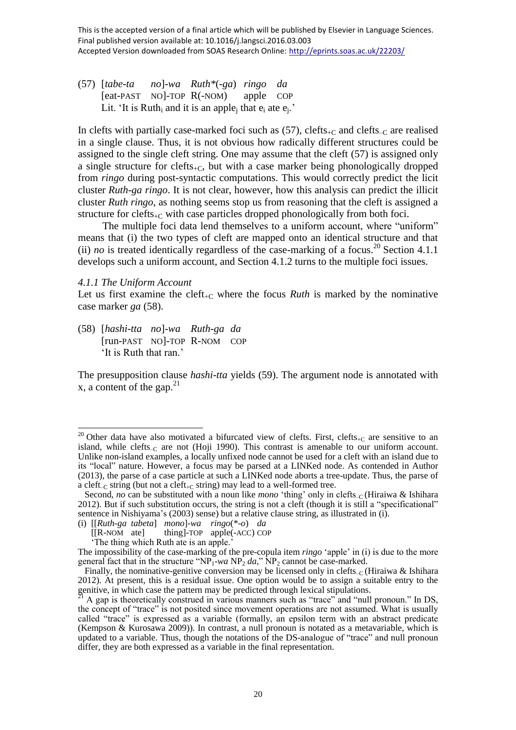This is the accepted version of a final article which will be published by Elsevier in Language Sciences. Final published version available at: 10.1016/j.langsci.2016.03.003
Accepted Version downloaded from SOAS Research Online: http://eprints.soas.ac.uk/22203/

(57) [*tabe-ta* *no*]-*wa* *Ruth*\*(-*ga*) *ringo* *da*
 [eat-PAST NO]-TOP R(-NOM) apple COP
 Lit. 'It is Ruth$_i$ and it is an apple$_j$ that e$_i$ ate e$_j$.'

In clefts with partially case-marked foci such as (57), clefts$_{+C}$ and clefts$_{-C}$ are realised in a single clause. Thus, it is not obvious how radically different structures could be assigned to the single cleft string. One may assume that the cleft (57) is assigned only a single structure for clefts$_{+C}$, but with a case marker being phonologically dropped from *ringo* during post-syntactic computations. This would correctly predict the licit cluster *Ruth-ga ringo*. It is not clear, however, how this analysis can predict the illicit cluster *Ruth ringo*, as nothing seems stop us from reasoning that the cleft is assigned a structure for clefts$_{+C}$ with case particles dropped phonologically from both foci.

The multiple foci data lend themselves to a uniform account, where "uniform" means that (i) the two types of cleft are mapped onto an identical structure and that (ii) *no* is treated identically regardless of the case-marking of a focus.[20] Section 4.1.1 develops such a uniform account, and Section 4.1.2 turns to the multiple foci issues.

#### *4.1.1 The Uniform Account*

Let us first examine the cleft$_{+C}$ where the focus *Ruth* is marked by the nominative case marker *ga* (58).

(58) [*hashi-tta* *no*]-*wa* *Ruth-ga* *da*
 [run-PAST NO]-TOP R-NOM COP
 'It is Ruth that ran.'

The presupposition clause *hashi-tta* yields (59). The argument node is annotated with x, a content of the gap.[21]

---

[20] Other data have also motivated a bifurcated view of clefts. First, clefts$_{+C}$ are sensitive to an island, while clefts$_{-C}$ are not (Hoji 1990). This contrast is amenable to our uniform account. Unlike non-island examples, a locally unfixed node cannot be used for a cleft with an island due to its "local" nature. However, a focus may be parsed at a LINKed node. As contended in Author (2013), the parse of a case particle at such a LINKed node aborts a tree-update. Thus, the parse of a cleft$_{-C}$ string (but not a cleft$_{+C}$ string) may lead to a well-formed tree.

Second, *no* can be substituted with a noun like *mono* 'thing' only in clefts$_{-C}$ (Hiraiwa & Ishihara 2012). But if such substitution occurs, the string is not a cleft (though it is still a "specificational" sentence in Nishiyama's (2003) sense) but a relative clause string, as illustrated in (i).

(i) [[*Ruth-ga* *tabeta*] *mono*]-*wa* *ringo*(\*-*o*) *da*
 [[R-NOM ate] thing]-TOP apple(-ACC) COP
 'The thing which Ruth ate is an apple.'

The impossibility of the case-marking of the pre-copula item *ringo* 'apple' in (i) is due to the more general fact that in the structure "NP$_1$-*wa* NP$_2$ *da*," NP$_2$ cannot be case-marked.

Finally, the nominative-genitive conversion may be licensed only in clefts$_{-C}$ (Hiraiwa & Ishihara 2012). At present, this is a residual issue. One option would be to assign a suitable entry to the genitive, in which case the pattern may be predicted through lexical stipulations.

[21] A gap is theoretically construed in various manners such as "trace" and "null pronoun." In DS, the concept of "trace" is not posited since movement operations are not assumed. What is usually called "trace" is expressed as a variable (formally, an epsilon term with an abstract predicate (Kempson & Kurosawa 2009)). In contrast, a null pronoun is notated as a metavariable, which is updated to a variable. Thus, though the notations of the DS-analogue of "trace" and null pronoun differ, they are both expressed as a variable in the final representation.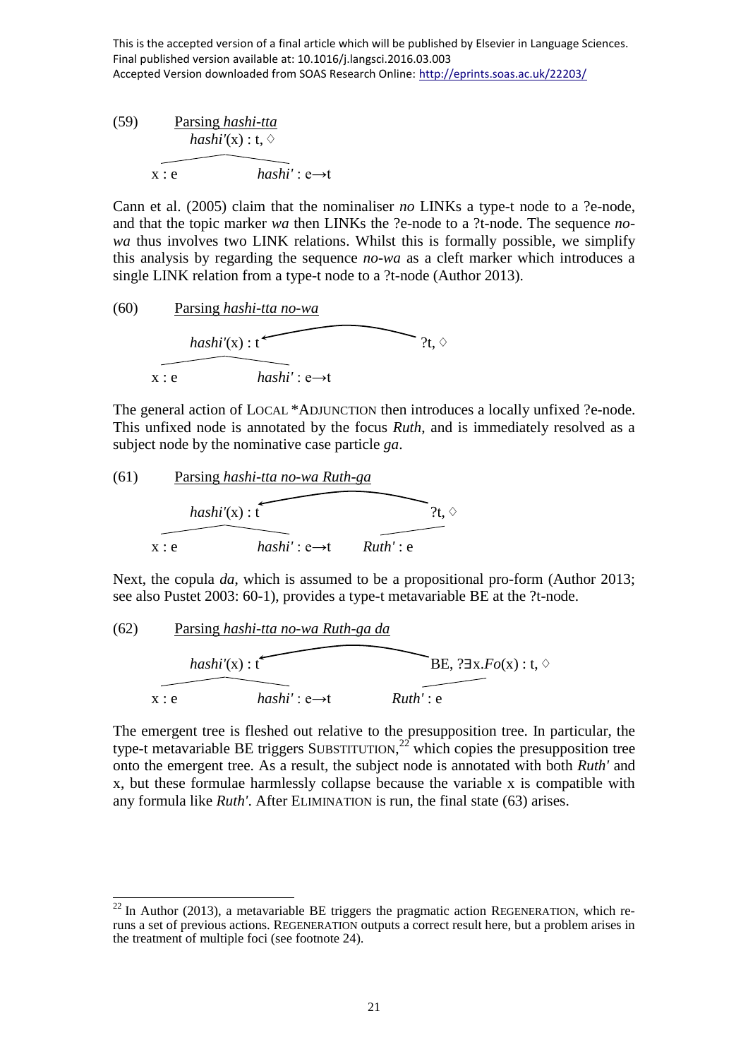This is the accepted version of a final article which will be published by Elsevier in Language Sciences.
Final published version available at: 10.1016/j.langsci.2016.03.003
Accepted Version downloaded from SOAS Research Online: http://eprints.soas.ac.uk/22203/

(59) Parsing *hashi-tta*

```
        hashi'(x) : t, ◊
       /              \
  x : e           hashi' : e→t
```

Cann et al. (2005) claim that the nominaliser *no* LINKs a type-t node to a ?e-node, and that the topic marker *wa* then LINKs the ?e-node to a ?t-node. The sequence *no-wa* thus involves two LINK relations. Whilst this is formally possible, we simplify this analysis by regarding the sequence *no-wa* as a cleft marker which introduces a single LINK relation from a type-t node to a ?t-node (Author 2013).

(60) Parsing *hashi-tta no-wa*

```
        hashi'(x) : t  <———————————————  ?t, ◊
       /              \
  x : e           hashi' : e→t
```

The general action of LOCAL \*ADJUNCTION then introduces a locally unfixed ?e-node. This unfixed node is annotated by the focus *Ruth*, and is immediately resolved as a subject node by the nominative case particle *ga*.

(61) Parsing *hashi-tta no-wa Ruth-ga*

```
        hashi'(x) : t  <———————————————  ?t, ◊
       /              \                 /
  x : e           hashi' : e→t    Ruth' : e
```

Next, the copula *da*, which is assumed to be a propositional pro-form (Author 2013; see also Pustet 2003: 60-1), provides a type-t metavariable BE at the ?t-node.

(62) Parsing *hashi-tta no-wa Ruth-ga da*

```
        hashi'(x) : t  <———————————————  BE, ?∃x.Fo(x) : t, ◊
       /              \                 /
  x : e           hashi' : e→t    Ruth' : e
```

The emergent tree is fleshed out relative to the presupposition tree. In particular, the type-t metavariable BE triggers SUBSTITUTION,[22] which copies the presupposition tree onto the emergent tree. As a result, the subject node is annotated with both *Ruth'* and x, but these formulae harmlessly collapse because the variable x is compatible with any formula like *Ruth'*. After ELIMINATION is run, the final state (63) arises.

[22] In Author (2013), a metavariable BE triggers the pragmatic action REGENERATION, which re-runs a set of previous actions. REGENERATION outputs a correct result here, but a problem arises in the treatment of multiple foci (see footnote 24).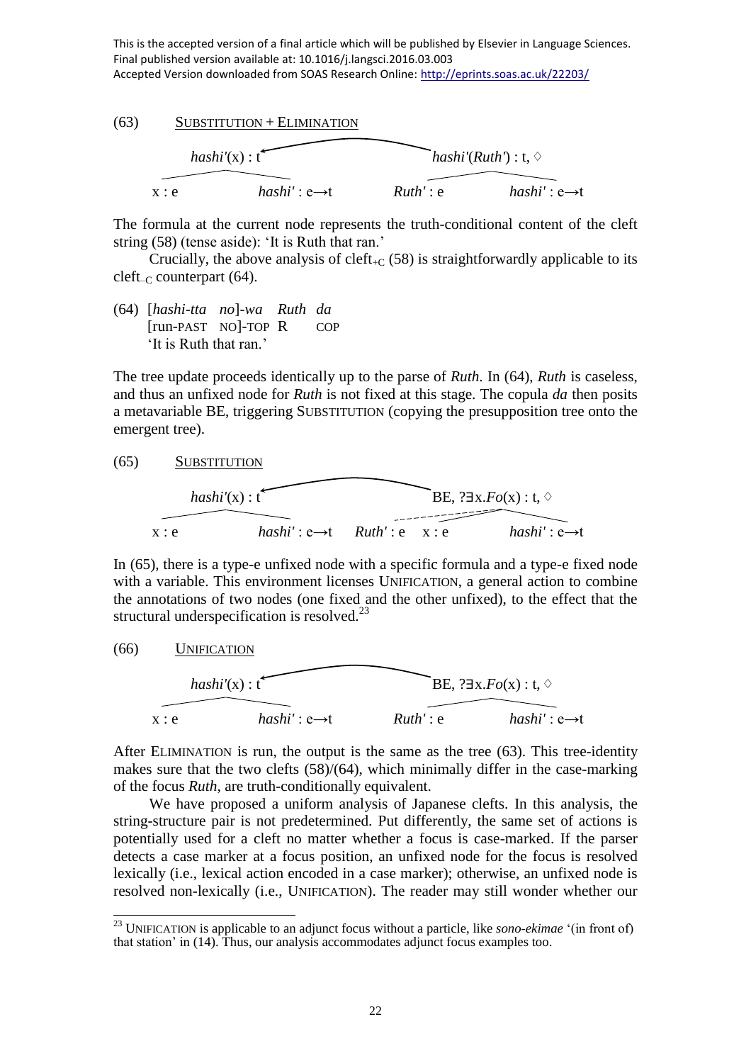(63) SUBSTITUTION + ELIMINATION

```
hashi'(x) : t  <————————————  hashi'(Ruth') : t, ◊
   /        \                      /            \
x : e    hashi' : e→t          Ruth' : e     hashi' : e→t
```

The formula at the current node represents the truth-conditional content of the cleft string (58) (tense aside): 'It is Ruth that ran.'

Crucially, the above analysis of cleft$_{+C}$ (58) is straightforwardly applicable to its cleft$_{-C}$ counterpart (64).

(64) [*hashi-tta no*]-*wa Ruth da*
[run-PAST NO]-TOP R COP
'It is Ruth that ran.'

The tree update proceeds identically up to the parse of *Ruth*. In (64), *Ruth* is caseless, and thus an unfixed node for *Ruth* is not fixed at this stage. The copula *da* then posits a metavariable BE, triggering SUBSTITUTION (copying the presupposition tree onto the emergent tree).

(65) SUBSTITUTION

```
hashi'(x) : t  <————————————  BE, ?∃x.Fo(x) : t, ◊
   /        \                  - - - - /        \
x : e    hashi' : e→t     Ruth' : e   x : e   hashi' : e→t
```

In (65), there is a type-e unfixed node with a specific formula and a type-e fixed node with a variable. This environment licenses UNIFICATION, a general action to combine the annotations of two nodes (one fixed and the other unfixed), to the effect that the structural underspecification is resolved.[23]

(66) UNIFICATION

```
hashi'(x) : t  <————————————  BE, ?∃x.Fo(x) : t, ◊
   /        \                      /            \
x : e    hashi' : e→t          Ruth' : e     hashi' : e→t
```

After ELIMINATION is run, the output is the same as the tree (63). This tree-identity makes sure that the two clefts (58)/(64), which minimally differ in the case-marking of the focus *Ruth*, are truth-conditionally equivalent.

We have proposed a uniform analysis of Japanese clefts. In this analysis, the string-structure pair is not predetermined. Put differently, the same set of actions is potentially used for a cleft no matter whether a focus is case-marked. If the parser detects a case marker at a focus position, an unfixed node for the focus is resolved lexically (i.e., lexical action encoded in a case marker); otherwise, an unfixed node is resolved non-lexically (i.e., UNIFICATION). The reader may still wonder whether our

---

[23] UNIFICATION is applicable to an adjunct focus without a particle, like *sono-ekimae* '(in front of) that station' in (14). Thus, our analysis accommodates adjunct focus examples too.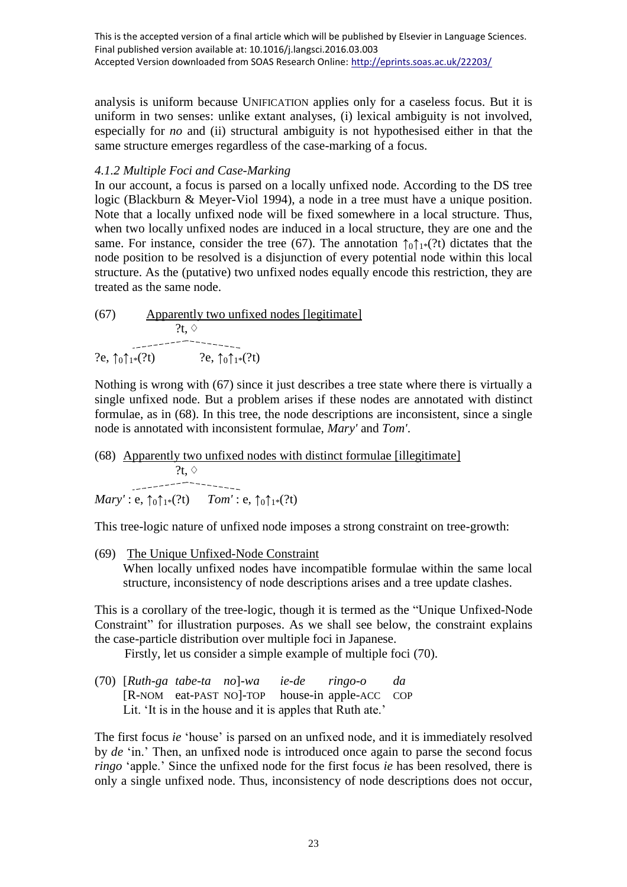analysis is uniform because UNIFICATION applies only for a caseless focus. But it is uniform in two senses: unlike extant analyses, (i) lexical ambiguity is not involved, especially for *no* and (ii) structural ambiguity is not hypothesised either in that the same structure emerges regardless of the case-marking of a focus.

### *4.1.2 Multiple Foci and Case-Marking*

In our account, a focus is parsed on a locally unfixed node. According to the DS tree logic (Blackburn & Meyer-Viol 1994), a node in a tree must have a unique position. Note that a locally unfixed node will be fixed somewhere in a local structure. Thus, when two locally unfixed nodes are induced in a local structure, they are one and the same. For instance, consider the tree (67). The annotation $\uparrow_0\uparrow_{1*}$(?t) dictates that the node position to be resolved is a disjunction of every potential node within this local structure. As the (putative) two unfixed nodes equally encode this restriction, they are treated as the same node.

(67) Apparently two unfixed nodes [legitimate]

```
            ?t, ◊
    - - - - - - - - - - - - -
?e, ↑0↑1*(?t)        ?e, ↑0↑1*(?t)
```

Nothing is wrong with (67) since it just describes a tree state where there is virtually a single unfixed node. But a problem arises if these nodes are annotated with distinct formulae, as in (68). In this tree, the node descriptions are inconsistent, since a single node is annotated with inconsistent formulae, *Mary'* and *Tom'*.

(68) Apparently two unfixed nodes with distinct formulae [illegitimate]

```
                 ?t, ◊
       - - - - - - - - - - - - -
Mary' : e, ↑0↑1*(?t)     Tom' : e, ↑0↑1*(?t)
```

This tree-logic nature of unfixed node imposes a strong constraint on tree-growth:

(69) The Unique Unfixed-Node Constraint
When locally unfixed nodes have incompatible formulae within the same local structure, inconsistency of node descriptions arises and a tree update clashes.

This is a corollary of the tree-logic, though it is termed as the "Unique Unfixed-Node Constraint" for illustration purposes. As we shall see below, the constraint explains the case-particle distribution over multiple foci in Japanese.

Firstly, let us consider a simple example of multiple foci (70).

(70) [*Ruth-ga tabe-ta no*]-*wa* *ie-de* *ringo-o* *da*
[R-NOM eat-PAST NO]-TOP house-in apple-ACC COP
Lit. 'It is in the house and it is apples that Ruth ate.'

The first focus *ie* 'house' is parsed on an unfixed node, and it is immediately resolved by *de* 'in.' Then, an unfixed node is introduced once again to parse the second focus *ringo* 'apple.' Since the unfixed node for the first focus *ie* has been resolved, there is only a single unfixed node. Thus, inconsistency of node descriptions does not occur,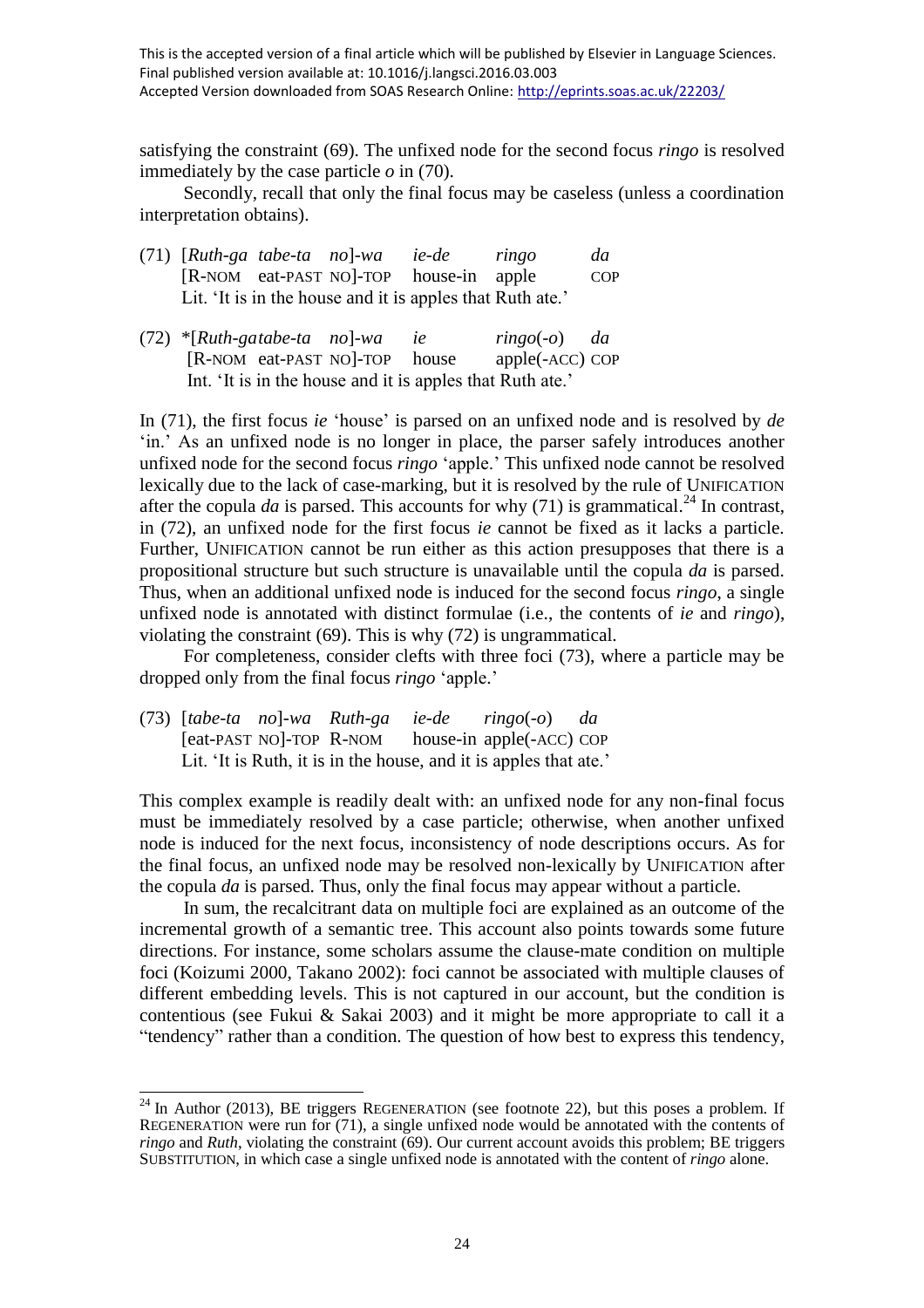satisfying the constraint (69). The unfixed node for the second focus *ringo* is resolved immediately by the case particle *o* in (70).

Secondly, recall that only the final focus may be caseless (unless a coordination interpretation obtains).

(71) [*Ruth-ga tabe-ta no*]-*wa* *ie-de* *ringo* *da*
[R-NOM eat-PAST NO]-TOP house-in apple COP
Lit. 'It is in the house and it is apples that Ruth ate.'

(72) *[*Ruth-gatabe-ta no*]-*wa* *ie* *ringo*(-*o*) *da*
[R-NOM eat-PAST NO]-TOP house apple(-ACC) COP
Int. 'It is in the house and it is apples that Ruth ate.'

In (71), the first focus *ie* 'house' is parsed on an unfixed node and is resolved by *de* 'in.' As an unfixed node is no longer in place, the parser safely introduces another unfixed node for the second focus *ringo* 'apple.' This unfixed node cannot be resolved lexically due to the lack of case-marking, but it is resolved by the rule of UNIFICATION after the copula *da* is parsed. This accounts for why (71) is grammatical.[24] In contrast, in (72), an unfixed node for the first focus *ie* cannot be fixed as it lacks a particle. Further, UNIFICATION cannot be run either as this action presupposes that there is a propositional structure but such structure is unavailable until the copula *da* is parsed. Thus, when an additional unfixed node is induced for the second focus *ringo*, a single unfixed node is annotated with distinct formulae (i.e., the contents of *ie* and *ringo*), violating the constraint (69). This is why (72) is ungrammatical.

For completeness, consider clefts with three foci (73), where a particle may be dropped only from the final focus *ringo* 'apple.'

(73) [*tabe-ta no*]-*wa* *Ruth-ga* *ie-de* *ringo*(-*o*) *da*
[eat-PAST NO]-TOP R-NOM house-in apple(-ACC) COP
Lit. 'It is Ruth, it is in the house, and it is apples that ate.'

This complex example is readily dealt with: an unfixed node for any non-final focus must be immediately resolved by a case particle; otherwise, when another unfixed node is induced for the next focus, inconsistency of node descriptions occurs. As for the final focus, an unfixed node may be resolved non-lexically by UNIFICATION after the copula *da* is parsed. Thus, only the final focus may appear without a particle.

In sum, the recalcitrant data on multiple foci are explained as an outcome of the incremental growth of a semantic tree. This account also points towards some future directions. For instance, some scholars assume the clause-mate condition on multiple foci (Koizumi 2000, Takano 2002): foci cannot be associated with multiple clauses of different embedding levels. This is not captured in our account, but the condition is contentious (see Fukui & Sakai 2003) and it might be more appropriate to call it a "tendency" rather than a condition. The question of how best to express this tendency,

---

[24] In Author (2013), BE triggers REGENERATION (see footnote 22), but this poses a problem. If REGENERATION were run for (71), a single unfixed node would be annotated with the contents of *ringo* and *Ruth*, violating the constraint (69). Our current account avoids this problem; BE triggers SUBSTITUTION, in which case a single unfixed node is annotated with the content of *ringo* alone.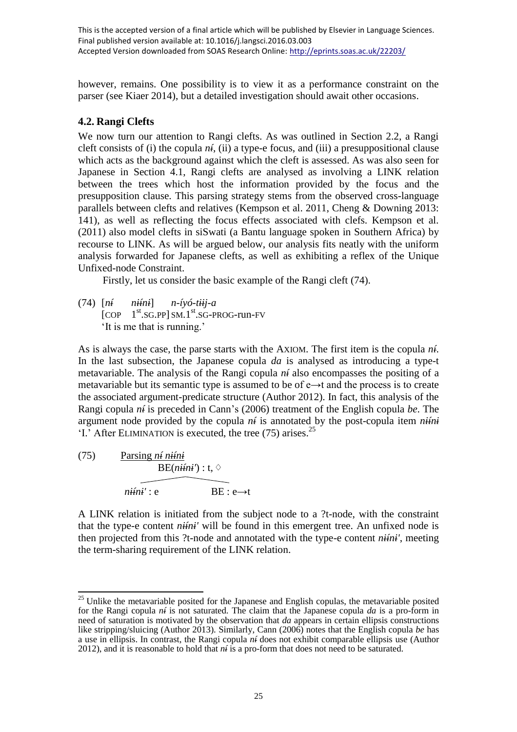This is the accepted version of a final article which will be published by Elsevier in Language Sciences.
Final published version available at: 10.1016/j.langsci.2016.03.003
Accepted Version downloaded from SOAS Research Online: http://eprints.soas.ac.uk/22203/

however, remains. One possibility is to view it as a performance constraint on the parser (see Kiaer 2014), but a detailed investigation should await other occasions.

## 4.2. Rangi Clefts

We now turn our attention to Rangi clefts. As was outlined in Section 2.2, a Rangi cleft consists of (i) the copula *ní*, (ii) a type-e focus, and (iii) a presuppositional clause which acts as the background against which the cleft is assessed. As was also seen for Japanese in Section 4.1, Rangi clefts are analysed as involving a LINK relation between the trees which host the information provided by the focus and the presupposition clause. This parsing strategy stems from the observed cross-language parallels between clefts and relatives (Kempson et al. 2011, Cheng & Downing 2013: 141), as well as reflecting the focus effects associated with clefts. Kempson et al. (2011) also model clefts in siSwati (a Bantu language spoken in Southern Africa) by recourse to LINK. As will be argued below, our analysis fits neatly with the uniform analysis forwarded for Japanese clefts, as well as exhibiting a reflex of the Unique Unfixed-node Constraint.

Firstly, let us consider the basic example of the Rangi cleft (74).

(74) [*ní* *nɨ́ínɨ*] *n-íyó-tɨɨj-a*
[COP 1st.SG.PP] SM.1st.SG-PROG-run-FV
'It is me that is running.'

As is always the case, the parse starts with the AXIOM. The first item is the copula *ní*. In the last subsection, the Japanese copula *da* is analysed as introducing a type-t metavariable. The analysis of the Rangi copula *ní* also encompasses the positing of a metavariable but its semantic type is assumed to be of e→t and the process is to create the associated argument-predicate structure (Author 2012). In fact, this analysis of the Rangi copula *ní* is preceded in Cann's (2006) treatment of the English copula *be*. The argument node provided by the copula *ní* is annotated by the post-copula item *nɨ́ínɨ* 'I.' After ELIMINATION is executed, the tree (75) arises.[25]

(75) Parsing *ní nɨ́ínɨ*

```
          BE(nɨ́ínɨ') : t, ◊
         /              \
  nɨ́ínɨ' : e          BE : e→t
```

A LINK relation is initiated from the subject node to a ?t-node, with the constraint that the type-e content *nɨ́ínɨ'* will be found in this emergent tree. An unfixed node is then projected from this ?t-node and annotated with the type-e content *nɨ́ínɨ'*, meeting the term-sharing requirement of the LINK relation.

[25] Unlike the metavariable posited for the Japanese and English copulas, the metavariable posited for the Rangi copula *ní* is not saturated. The claim that the Japanese copula *da* is a pro-form in need of saturation is motivated by the observation that *da* appears in certain ellipsis constructions like stripping/sluicing (Author 2013). Similarly, Cann (2006) notes that the English copula *be* has a use in ellipsis. In contrast, the Rangi copula *ní* does not exhibit comparable ellipsis use (Author 2012), and it is reasonable to hold that *ní* is a pro-form that does not need to be saturated.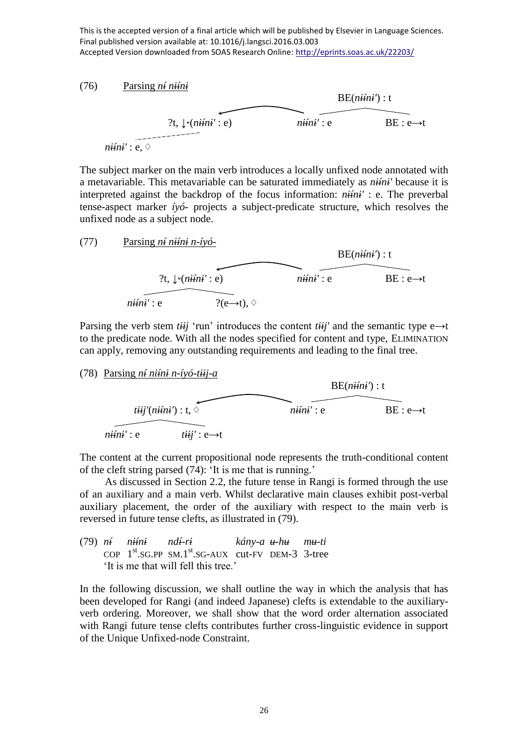This is the accepted version of a final article which will be published by Elsevier in Language Sciences.
Final published version available at: 10.1016/j.langsci.2016.03.003
Accepted Version downloaded from SOAS Research Online: http://eprints.soas.ac.uk/22203/

(76) Parsing *ní nɨ́nɨ*

```
                                              BE(nɨ́nɨ') : t
                    ←―――――――――――――        ______|______
        ?t, ↓*(nɨ́nɨ' : e)              nɨ́nɨ' : e        BE : e→t
      - - - - - - - -
nɨ́nɨ' : e, ◊
```

The subject marker on the main verb introduces a locally unfixed node annotated with a metavariable. This metavariable can be saturated immediately as *nɨ́nɨ'* because it is interpreted against the backdrop of the focus information: *nɨ́nɨ'* : e. The preverbal tense-aspect marker *íyó-* projects a subject-predicate structure, which resolves the unfixed node as a subject node.

(77) Parsing *ní nɨ́nɨ n-íyó-*

```
                                              BE(nɨ́nɨ') : t
                    ←―――――――――――――        ______|______
        ?t, ↓*(nɨ́nɨ' : e)              nɨ́nɨ' : e        BE : e→t
       ______|______
nɨ́nɨ' : e        ?(e→t), ◊
```

Parsing the verb stem *tɨɨj* 'run' introduces the content *tɨɨj'* and the semantic type e→t to the predicate node. With all the nodes specified for content and type, ELIMINATION can apply, removing any outstanding requirements and leading to the final tree.

(78) Parsing *ní nɨ́nɨ n-íyó-tɨɨj-a*

```
                                              BE(nɨ́nɨ') : t
                    ←―――――――――――――        ______|______
   tɨɨj'(nɨ́nɨ') : t, ◊                nɨ́nɨ' : e        BE : e→t
       ______|______
nɨ́nɨ' : e        tɨɨj' : e→t
```

The content at the current propositional node represents the truth-conditional content of the cleft string parsed (74): 'It is me that is running.'

As discussed in Section 2.2, the future tense in Rangi is formed through the use of an auxiliary and a main verb. Whilst declarative main clauses exhibit post-verbal auxiliary placement, the order of the auxiliary with respect to the main verb is reversed in future tense clefts, as illustrated in (79).

(79) *ní* &nbsp;&nbsp; *nɨ́nɨ* &nbsp;&nbsp; *ndɨ́-rɨ* &nbsp;&nbsp; *kány-a* *ʉ-hʉ* &nbsp;&nbsp; *mʉ-ti*
&nbsp;&nbsp;&nbsp;&nbsp;&nbsp;COP &nbsp;&nbsp; 1st.SG.PP &nbsp;&nbsp; SM.1st.SG-AUX &nbsp;&nbsp; cut-FV &nbsp; DEM-3 &nbsp;&nbsp; 3-tree
&nbsp;&nbsp;&nbsp;&nbsp;&nbsp;'It is me that will fell this tree.'

In the following discussion, we shall outline the way in which the analysis that has been developed for Rangi (and indeed Japanese) clefts is extendable to the auxiliary-verb ordering. Moreover, we shall show that the word order alternation associated with Rangi future tense clefts contributes further cross-linguistic evidence in support of the Unique Unfixed-node Constraint.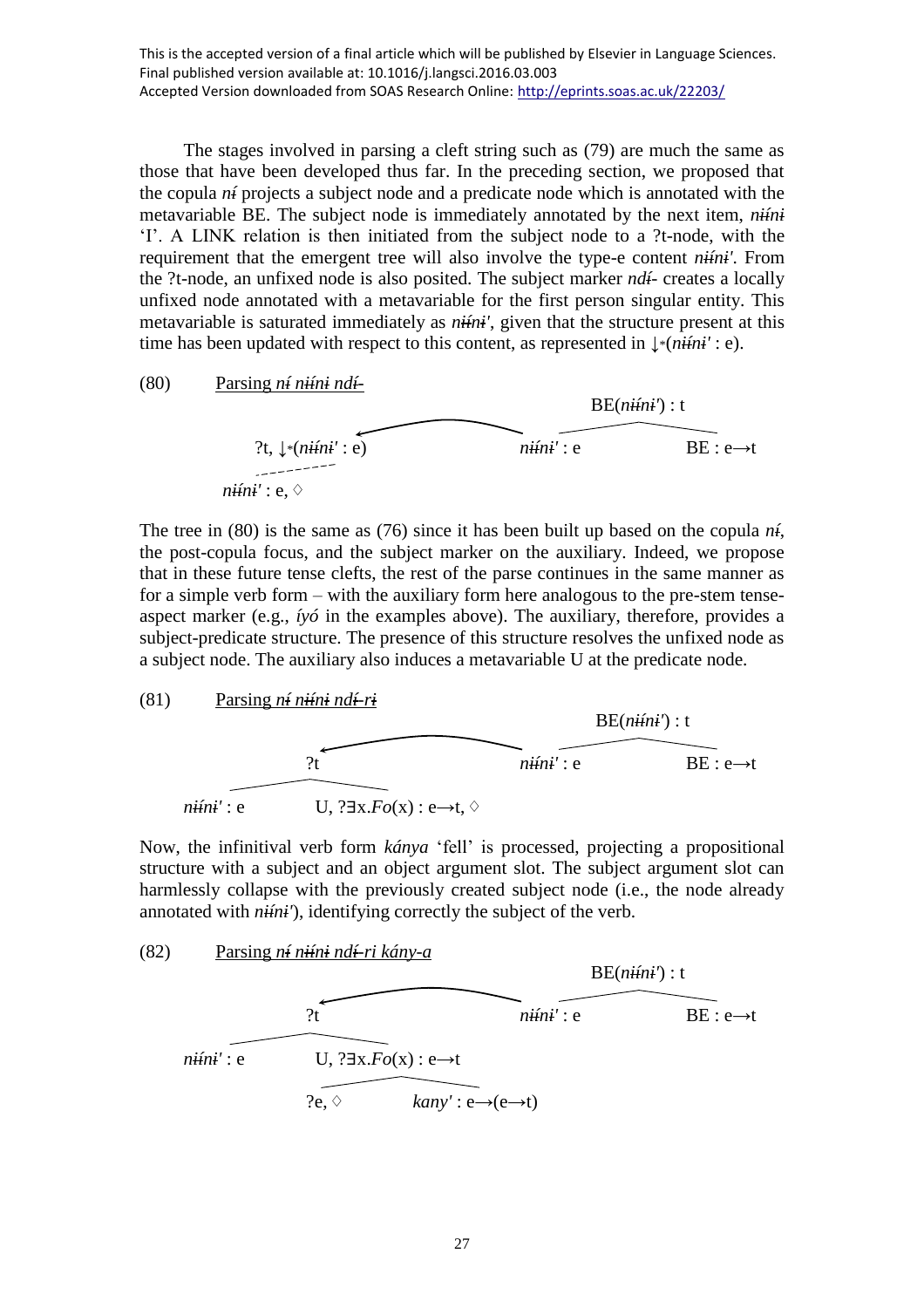This is the accepted version of a final article which will be published by Elsevier in Language Sciences.
Final published version available at: 10.1016/j.langsci.2016.03.003
Accepted Version downloaded from SOAS Research Online: http://eprints.soas.ac.uk/22203/

The stages involved in parsing a cleft string such as (79) are much the same as those that have been developed thus far. In the preceding section, we proposed that the copula *ní* projects a subject node and a predicate node which is annotated with the metavariable BE. The subject node is immediately annotated by the next item, *nɨ́ínɨ* 'I'. A LINK relation is then initiated from the subject node to a ?t-node, with the requirement that the emergent tree will also involve the type-e content *nɨ́ínɨ'*. From the ?t-node, an unfixed node is also posited. The subject marker *ndɨ́-* creates a locally unfixed node annotated with a metavariable for the first person singular entity. This metavariable is saturated immediately as *nɨ́ínɨ'*, given that the structure present at this time has been updated with respect to this content, as represented in ↓*(*nɨ́ínɨ'* : e).

(80) Parsing *ní nɨ́ínɨ ndɨ́-*

```
                                              BE(nɨ́ínɨ') : t
                                             /            \
        ?t, ↓*(nɨ́ínɨ' : e)  <----LINK----  nɨ́ínɨ' : e    BE : e→t
          .
         .
   nɨ́ínɨ' : e, ◊
```

The tree in (80) is the same as (76) since it has been built up based on the copula *ní*, the post-copula focus, and the subject marker on the auxiliary. Indeed, we propose that in these future tense clefts, the rest of the parse continues in the same manner as for a simple verb form – with the auxiliary form here analogous to the pre-stem tense-aspect marker (e.g., *íyó* in the examples above). The auxiliary, therefore, provides a subject-predicate structure. The presence of this structure resolves the unfixed node as a subject node. The auxiliary also induces a metavariable U at the predicate node.

(81) Parsing *ní nɨ́ínɨ ndɨ́-rɨ*

```
                                              BE(nɨ́ínɨ') : t
                                             /            \
              ?t          <----LINK----  nɨ́ínɨ' : e    BE : e→t
             /  \
  nɨ́ínɨ' : e    U, ?∃x.Fo(x) : e→t, ◊
```

Now, the infinitival verb form *kánya* 'fell' is processed, projecting a propositional structure with a subject and an object argument slot. The subject argument slot can harmlessly collapse with the previously created subject node (i.e., the node already annotated with *nɨ́ínɨ'*), identifying correctly the subject of the verb.

(82) Parsing *ní nɨ́ínɨ ndɨ́-ri kány-a*

```
                                              BE(nɨ́ínɨ') : t
                                             /            \
              ?t          <----LINK----  nɨ́ínɨ' : e    BE : e→t
             /  \
  nɨ́ínɨ' : e    U, ?∃x.Fo(x) : e→t
                  /       \
               ?e, ◊     kany' : e→(e→t)
```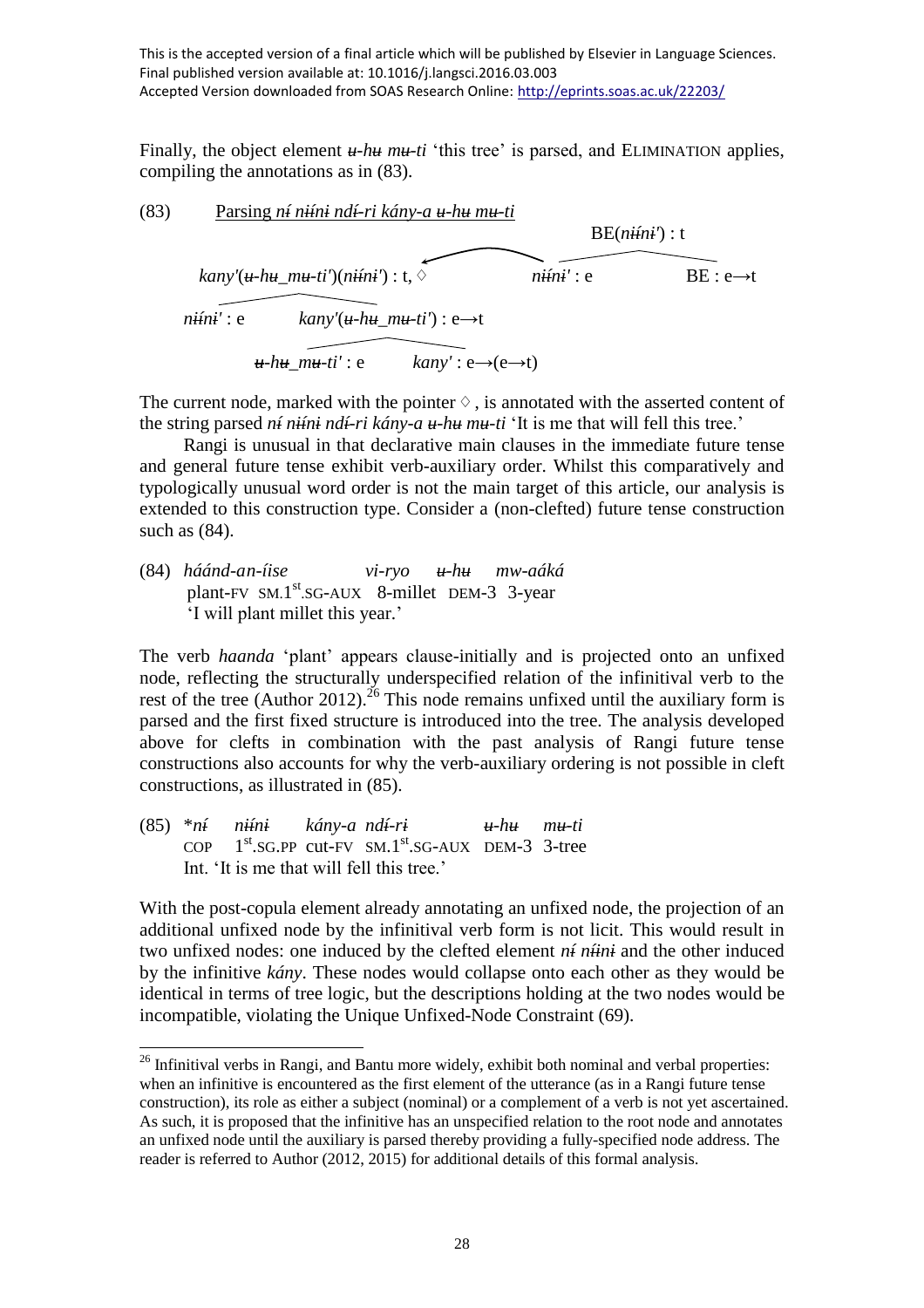This is the accepted version of a final article which will be published by Elsevier in Language Sciences. Final published version available at: 10.1016/j.langsci.2016.03.003
Accepted Version downloaded from SOAS Research Online: http://eprints.soas.ac.uk/22203/

Finally, the object element *ʉ-hʉ mʉ-ti* 'this tree' is parsed, and ELIMINATION applies, compiling the annotations as in (83).

(83) Parsing *ní nɨ́ɨ́nɨ ndɨ́-rɨ kány-a ʉ-hʉ mʉ-ti*

```
                                                              BE(nɨ́ɨ́nɨ') : t
                                                           ___________________
kany'(ʉ-hʉ_mʉ-ti')(nɨ́ɨ́nɨ') : t, ◊   <-----------   nɨ́ɨ́nɨ' : e              BE : e→t
   ______________________
nɨ́ɨ́nɨ' : e      kany'(ʉ-hʉ_mʉ-ti') : e→t
                  ____________________
           ʉ-hʉ_mʉ-ti' : e       kany' : e→(e→t)
```

The current node, marked with the pointer ◊ , is annotated with the asserted content of the string parsed *ní nɨ́ɨ́nɨ ndɨ́-rɨ kány-a ʉ-hʉ mʉ-ti* 'It is me that will fell this tree.'

Rangi is unusual in that declarative main clauses in the immediate future tense and general future tense exhibit verb-auxiliary order. Whilst this comparatively and typologically unusual word order is not the main target of this article, our analysis is extended to this construction type. Consider a (non-clefted) future tense construction such as (84).

(84) *háánd-an-íise vi-ryo ʉ-hʉ mw-aáká*
plant-FV SM.1st.SG-AUX 8-millet DEM-3 3-year
'I will plant millet this year.'

The verb *haanda* 'plant' appears clause-initially and is projected onto an unfixed node, reflecting the structurally underspecified relation of the infinitival verb to the rest of the tree (Author 2012).[26] This node remains unfixed until the auxiliary form is parsed and the first fixed structure is introduced into the tree. The analysis developed above for clefts in combination with the past analysis of Rangi future tense constructions also accounts for why the verb-auxiliary ordering is not possible in cleft constructions, as illustrated in (85).

(85) \**ní nɨ́ɨ́nɨ kány-a ndɨ́-rɨ ʉ-hʉ mʉ-ti*
COP 1st.SG.PP cut-FV SM.1st.SG-AUX DEM-3 3-tree
Int. 'It is me that will fell this tree.'

With the post-copula element already annotating an unfixed node, the projection of an additional unfixed node by the infinitival verb form is not licit. This would result in two unfixed nodes: one induced by the clefted element *ní nɨ́ɨ́nɨ* and the other induced by the infinitive *kány*. These nodes would collapse onto each other as they would be identical in terms of tree logic, but the descriptions holding at the two nodes would be incompatible, violating the Unique Unfixed-Node Constraint (69).

[26] Infinitival verbs in Rangi, and Bantu more widely, exhibit both nominal and verbal properties: when an infinitive is encountered as the first element of the utterance (as in a Rangi future tense construction), its role as either a subject (nominal) or a complement of a verb is not yet ascertained. As such, it is proposed that the infinitive has an unspecified relation to the root node and annotates an unfixed node until the auxiliary is parsed thereby providing a fully-specified node address. The reader is referred to Author (2012, 2015) for additional details of this formal analysis.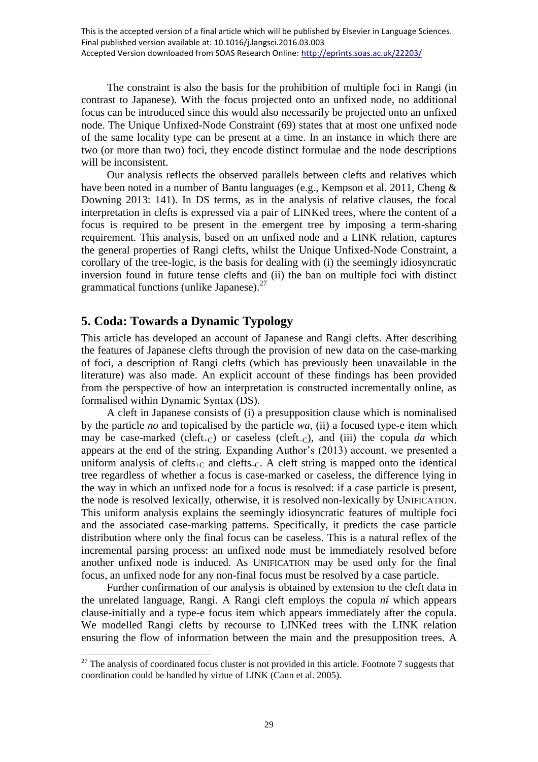The constraint is also the basis for the prohibition of multiple foci in Rangi (in contrast to Japanese). With the focus projected onto an unfixed node, no additional focus can be introduced since this would also necessarily be projected onto an unfixed node. The Unique Unfixed-Node Constraint (69) states that at most one unfixed node of the same locality type can be present at a time. In an instance in which there are two (or more than two) foci, they encode distinct formulae and the node descriptions will be inconsistent.

Our analysis reflects the observed parallels between clefts and relatives which have been noted in a number of Bantu languages (e.g., Kempson et al. 2011, Cheng & Downing 2013: 141). In DS terms, as in the analysis of relative clauses, the focal interpretation in clefts is expressed via a pair of LINKed trees, where the content of a focus is required to be present in the emergent tree by imposing a term-sharing requirement. This analysis, based on an unfixed node and a LINK relation, captures the general properties of Rangi clefts, whilst the Unique Unfixed-Node Constraint, a corollary of the tree-logic, is the basis for dealing with (i) the seemingly idiosyncratic inversion found in future tense clefts and (ii) the ban on multiple foci with distinct grammatical functions (unlike Japanese).[27]

## 5. Coda: Towards a Dynamic Typology

This article has developed an account of Japanese and Rangi clefts. After describing the features of Japanese clefts through the provision of new data on the case-marking of foci, a description of Rangi clefts (which has previously been unavailable in the literature) was also made. An explicit account of these findings has been provided from the perspective of how an interpretation is constructed incrementally online, as formalised within Dynamic Syntax (DS).

A cleft in Japanese consists of (i) a presupposition clause which is nominalised by the particle *no* and topicalised by the particle *wa*, (ii) a focused type-e item which may be case-marked (cleft$_{+C}$) or caseless (cleft$_{-C}$), and (iii) the copula *da* which appears at the end of the string. Expanding Author's (2013) account, we presented a uniform analysis of clefts$_{+C}$ and clefts$_{-C}$. A cleft string is mapped onto the identical tree regardless of whether a focus is case-marked or caseless, the difference lying in the way in which an unfixed node for a focus is resolved: if a case particle is present, the node is resolved lexically, otherwise, it is resolved non-lexically by UNIFICATION. This uniform analysis explains the seemingly idiosyncratic features of multiple foci and the associated case-marking patterns. Specifically, it predicts the case particle distribution where only the final focus can be caseless. This is a natural reflex of the incremental parsing process: an unfixed node must be immediately resolved before another unfixed node is induced. As UNIFICATION may be used only for the final focus, an unfixed node for any non-final focus must be resolved by a case particle.

Further confirmation of our analysis is obtained by extension to the cleft data in the unrelated language, Rangi. A Rangi cleft employs the copula *nɨ́* which appears clause-initially and a type-e focus item which appears immediately after the copula. We modelled Rangi clefts by recourse to LINKed trees with the LINK relation ensuring the flow of information between the main and the presupposition trees. A

[27] The analysis of coordinated focus cluster is not provided in this article. Footnote 7 suggests that coordination could be handled by virtue of LINK (Cann et al. 2005).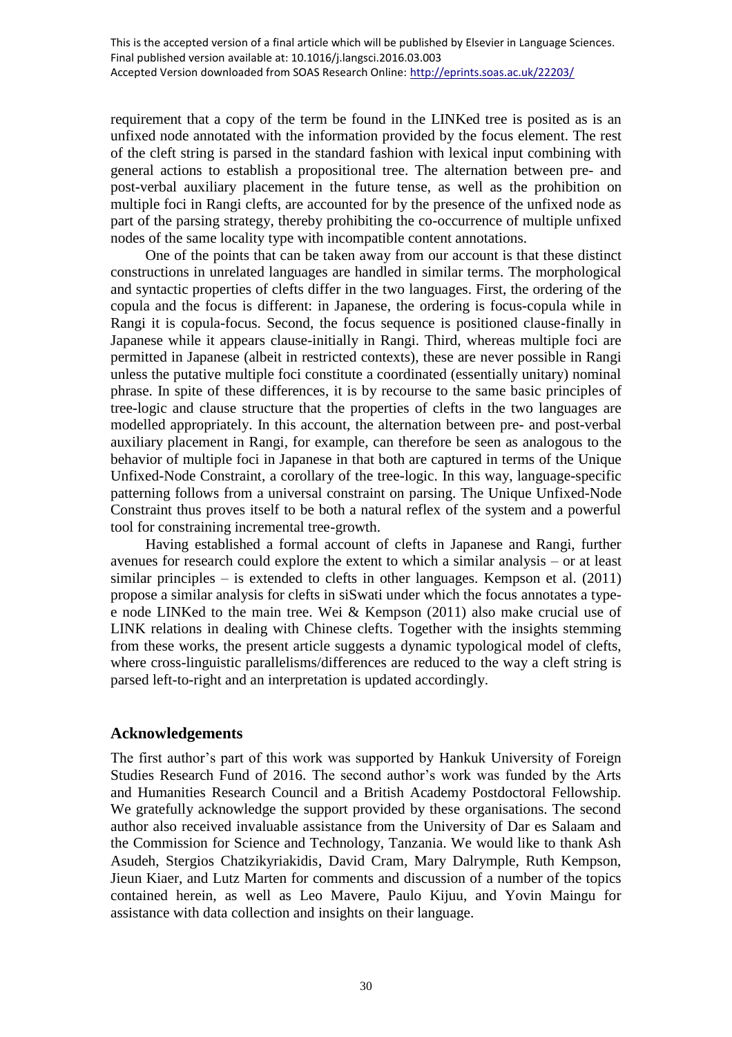requirement that a copy of the term be found in the LINKed tree is posited as is an unfixed node annotated with the information provided by the focus element. The rest of the cleft string is parsed in the standard fashion with lexical input combining with general actions to establish a propositional tree. The alternation between pre- and post-verbal auxiliary placement in the future tense, as well as the prohibition on multiple foci in Rangi clefts, are accounted for by the presence of the unfixed node as part of the parsing strategy, thereby prohibiting the co-occurrence of multiple unfixed nodes of the same locality type with incompatible content annotations.

One of the points that can be taken away from our account is that these distinct constructions in unrelated languages are handled in similar terms. The morphological and syntactic properties of clefts differ in the two languages. First, the ordering of the copula and the focus is different: in Japanese, the ordering is focus-copula while in Rangi it is copula-focus. Second, the focus sequence is positioned clause-finally in Japanese while it appears clause-initially in Rangi. Third, whereas multiple foci are permitted in Japanese (albeit in restricted contexts), these are never possible in Rangi unless the putative multiple foci constitute a coordinated (essentially unitary) nominal phrase. In spite of these differences, it is by recourse to the same basic principles of tree-logic and clause structure that the properties of clefts in the two languages are modelled appropriately. In this account, the alternation between pre- and post-verbal auxiliary placement in Rangi, for example, can therefore be seen as analogous to the behavior of multiple foci in Japanese in that both are captured in terms of the Unique Unfixed-Node Constraint, a corollary of the tree-logic. In this way, language-specific patterning follows from a universal constraint on parsing. The Unique Unfixed-Node Constraint thus proves itself to be both a natural reflex of the system and a powerful tool for constraining incremental tree-growth.

Having established a formal account of clefts in Japanese and Rangi, further avenues for research could explore the extent to which a similar analysis – or at least similar principles – is extended to clefts in other languages. Kempson et al. (2011) propose a similar analysis for clefts in siSwati under which the focus annotates a type-e node LINKed to the main tree. Wei & Kempson (2011) also make crucial use of LINK relations in dealing with Chinese clefts. Together with the insights stemming from these works, the present article suggests a dynamic typological model of clefts, where cross-linguistic parallelisms/differences are reduced to the way a cleft string is parsed left-to-right and an interpretation is updated accordingly.

## Acknowledgements

The first author's part of this work was supported by Hankuk University of Foreign Studies Research Fund of 2016. The second author's work was funded by the Arts and Humanities Research Council and a British Academy Postdoctoral Fellowship. We gratefully acknowledge the support provided by these organisations. The second author also received invaluable assistance from the University of Dar es Salaam and the Commission for Science and Technology, Tanzania. We would like to thank Ash Asudeh, Stergios Chatzikyriakidis, David Cram, Mary Dalrymple, Ruth Kempson, Jieun Kiaer, and Lutz Marten for comments and discussion of a number of the topics contained herein, as well as Leo Mavere, Paulo Kijuu, and Yovin Maingu for assistance with data collection and insights on their language.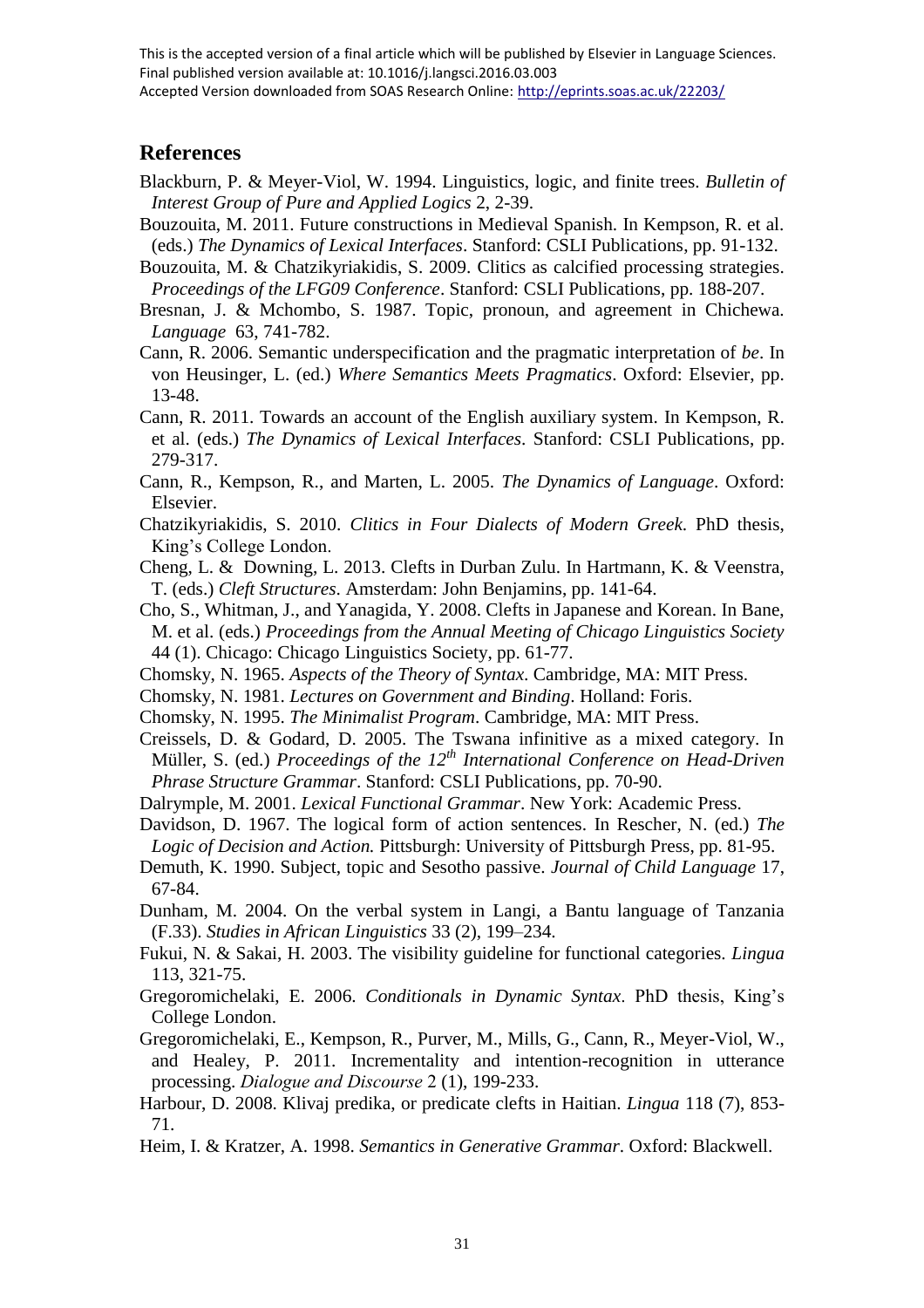## References

Blackburn, P. & Meyer-Viol, W. 1994. Linguistics, logic, and finite trees. *Bulletin of Interest Group of Pure and Applied Logics* 2, 2-39.

Bouzouita, M. 2011. Future constructions in Medieval Spanish. In Kempson, R. et al. (eds.) *The Dynamics of Lexical Interfaces*. Stanford: CSLI Publications, pp. 91-132.

Bouzouita, M. & Chatzikyriakidis, S. 2009. Clitics as calcified processing strategies. *Proceedings of the LFG09 Conference*. Stanford: CSLI Publications, pp. 188-207.

Bresnan, J. & Mchombo, S. 1987. Topic, pronoun, and agreement in Chichewa. *Language* 63, 741-782.

Cann, R. 2006. Semantic underspecification and the pragmatic interpretation of *be*. In von Heusinger, L. (ed.) *Where Semantics Meets Pragmatics*. Oxford: Elsevier, pp. 13-48.

Cann, R. 2011. Towards an account of the English auxiliary system. In Kempson, R. et al. (eds.) *The Dynamics of Lexical Interfaces*. Stanford: CSLI Publications, pp. 279-317.

Cann, R., Kempson, R., and Marten, L. 2005. *The Dynamics of Language*. Oxford: Elsevier.

Chatzikyriakidis, S. 2010. *Clitics in Four Dialects of Modern Greek*. PhD thesis, King's College London.

Cheng, L. & Downing, L. 2013. Clefts in Durban Zulu. In Hartmann, K. & Veenstra, T. (eds.) *Cleft Structures*. Amsterdam: John Benjamins, pp. 141-64.

Cho, S., Whitman, J., and Yanagida, Y. 2008. Clefts in Japanese and Korean. In Bane, M. et al. (eds.) *Proceedings from the Annual Meeting of Chicago Linguistics Society* 44 (1). Chicago: Chicago Linguistics Society, pp. 61-77.

Chomsky, N. 1965. *Aspects of the Theory of Syntax*. Cambridge, MA: MIT Press.

Chomsky, N. 1981. *Lectures on Government and Binding*. Holland: Foris.

Chomsky, N. 1995. *The Minimalist Program*. Cambridge, MA: MIT Press.

Creissels, D. & Godard, D. 2005. The Tswana infinitive as a mixed category. In Müller, S. (ed.) *Proceedings of the 12th International Conference on Head-Driven Phrase Structure Grammar*. Stanford: CSLI Publications, pp. 70-90.

Dalrymple, M. 2001. *Lexical Functional Grammar*. New York: Academic Press.

Davidson, D. 1967. The logical form of action sentences. In Rescher, N. (ed.) *The Logic of Decision and Action.* Pittsburgh: University of Pittsburgh Press, pp. 81-95.

Demuth, K. 1990. Subject, topic and Sesotho passive. *Journal of Child Language* 17, 67-84.

Dunham, M. 2004. On the verbal system in Langi, a Bantu language of Tanzania (F.33). *Studies in African Linguistics* 33 (2), 199–234.

Fukui, N. & Sakai, H. 2003. The visibility guideline for functional categories. *Lingua* 113, 321-75.

Gregoromichelaki, E. 2006. *Conditionals in Dynamic Syntax*. PhD thesis, King's College London.

Gregoromichelaki, E., Kempson, R., Purver, M., Mills, G., Cann, R., Meyer-Viol, W., and Healey, P. 2011. Incrementality and intention-recognition in utterance processing. *Dialogue and Discourse* 2 (1), 199-233.

Harbour, D. 2008. Klivaj predika, or predicate clefts in Haitian. *Lingua* 118 (7), 853-71.

Heim, I. & Kratzer, A. 1998. *Semantics in Generative Grammar*. Oxford: Blackwell.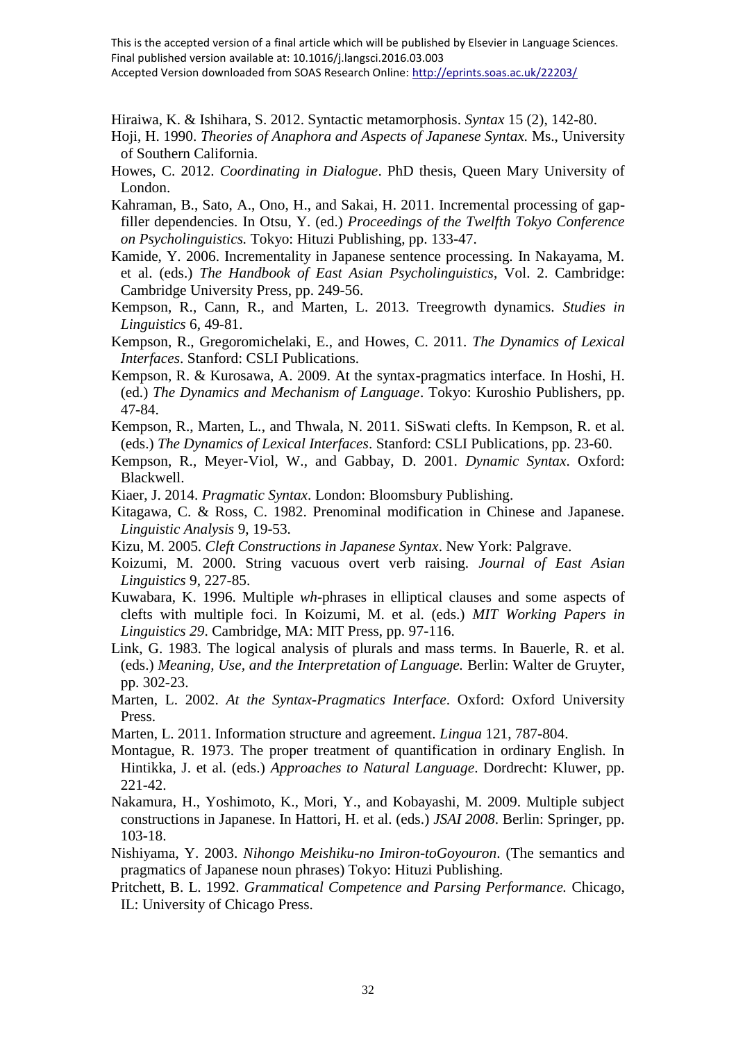Hiraiwa, K. & Ishihara, S. 2012. Syntactic metamorphosis. *Syntax* 15 (2), 142-80.

Hoji, H. 1990. *Theories of Anaphora and Aspects of Japanese Syntax.* Ms., University of Southern California.

Howes, C. 2012. *Coordinating in Dialogue*. PhD thesis, Queen Mary University of London.

Kahraman, B., Sato, A., Ono, H., and Sakai, H. 2011. Incremental processing of gap-filler dependencies. In Otsu, Y. (ed.) *Proceedings of the Twelfth Tokyo Conference on Psycholinguistics.* Tokyo: Hituzi Publishing, pp. 133-47.

Kamide, Y. 2006. Incrementality in Japanese sentence processing. In Nakayama, M. et al. (eds.) *The Handbook of East Asian Psycholinguistics*, Vol. 2. Cambridge: Cambridge University Press, pp. 249-56.

Kempson, R., Cann, R., and Marten, L. 2013. Treegrowth dynamics. *Studies in Linguistics* 6, 49-81.

Kempson, R., Gregoromichelaki, E., and Howes, C. 2011. *The Dynamics of Lexical Interfaces*. Stanford: CSLI Publications.

Kempson, R. & Kurosawa, A. 2009. At the syntax-pragmatics interface. In Hoshi, H. (ed.) *The Dynamics and Mechanism of Language*. Tokyo: Kuroshio Publishers, pp. 47-84.

Kempson, R., Marten, L., and Thwala, N. 2011. SiSwati clefts. In Kempson, R. et al. (eds.) *The Dynamics of Lexical Interfaces*. Stanford: CSLI Publications, pp. 23-60.

Kempson, R., Meyer-Viol, W., and Gabbay, D. 2001. *Dynamic Syntax*. Oxford: Blackwell.

Kiaer, J. 2014. *Pragmatic Syntax*. London: Bloomsbury Publishing.

Kitagawa, C. & Ross, C. 1982. Prenominal modification in Chinese and Japanese. *Linguistic Analysis* 9, 19-53.

Kizu, M. 2005. *Cleft Constructions in Japanese Syntax*. New York: Palgrave.

Koizumi, M. 2000. String vacuous overt verb raising. *Journal of East Asian Linguistics* 9, 227-85.

Kuwabara, K. 1996. Multiple *wh*-phrases in elliptical clauses and some aspects of clefts with multiple foci. In Koizumi, M. et al. (eds.) *MIT Working Papers in Linguistics 29*. Cambridge, MA: MIT Press, pp. 97-116.

Link, G. 1983. The logical analysis of plurals and mass terms. In Bauerle, R. et al. (eds.) *Meaning, Use, and the Interpretation of Language.* Berlin: Walter de Gruyter, pp. 302-23.

Marten, L. 2002. *At the Syntax-Pragmatics Interface*. Oxford: Oxford University Press.

Marten, L. 2011. Information structure and agreement. *Lingua* 121, 787-804.

Montague, R. 1973. The proper treatment of quantification in ordinary English. In Hintikka, J. et al. (eds.) *Approaches to Natural Language*. Dordrecht: Kluwer, pp. 221-42.

Nakamura, H., Yoshimoto, K., Mori, Y., and Kobayashi, M. 2009. Multiple subject constructions in Japanese. In Hattori, H. et al. (eds.) *JSAI 2008*. Berlin: Springer, pp. 103-18.

Nishiyama, Y. 2003. *Nihongo Meishiku-no Imiron-toGoyouron*. (The semantics and pragmatics of Japanese noun phrases) Tokyo: Hituzi Publishing.

Pritchett, B. L. 1992. *Grammatical Competence and Parsing Performance.* Chicago, IL: University of Chicago Press.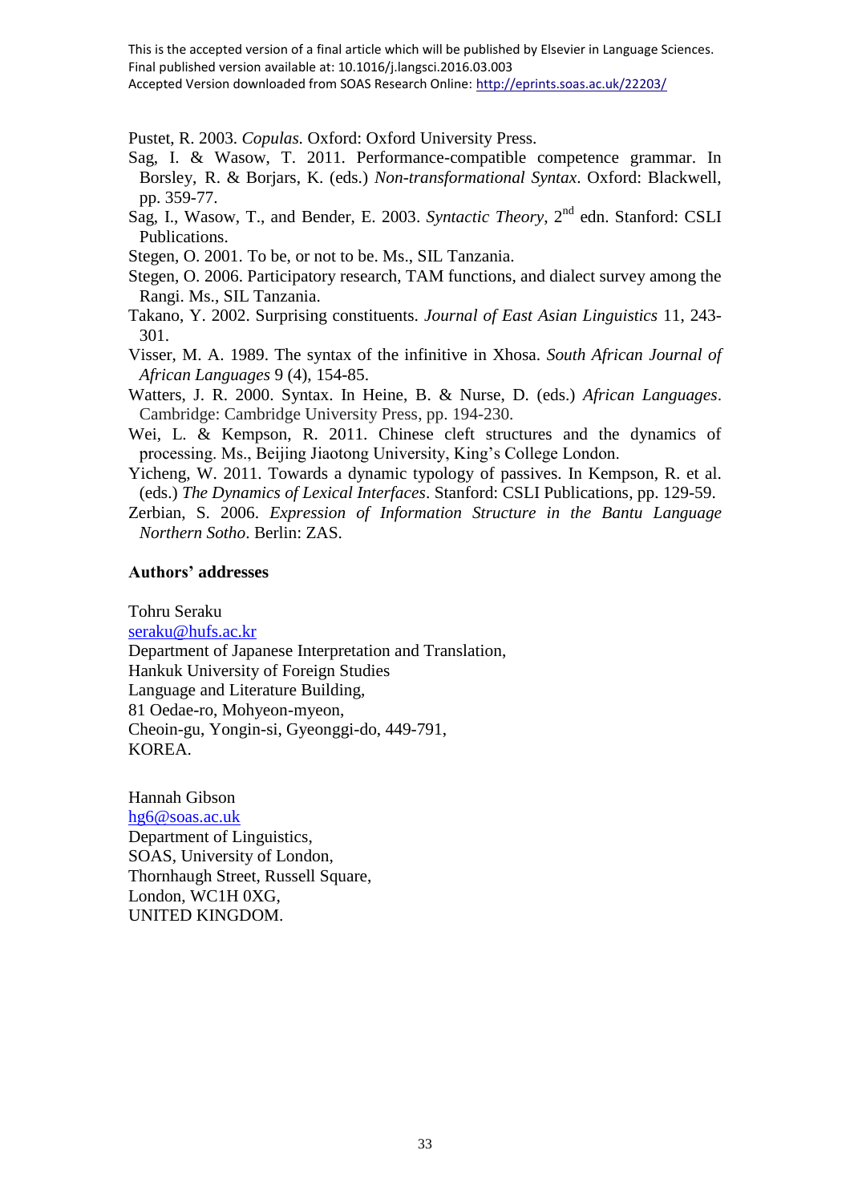Pustet, R. 2003. *Copulas*. Oxford: Oxford University Press.

Sag, I. & Wasow, T. 2011. Performance-compatible competence grammar. In Borsley, R. & Borjars, K. (eds.) *Non-transformational Syntax*. Oxford: Blackwell, pp. 359-77.

Sag, I., Wasow, T., and Bender, E. 2003. *Syntactic Theory*, 2nd edn. Stanford: CSLI Publications.

Stegen, O. 2001. To be, or not to be. Ms., SIL Tanzania.

Stegen, O. 2006. Participatory research, TAM functions, and dialect survey among the Rangi. Ms., SIL Tanzania.

Takano, Y. 2002. Surprising constituents. *Journal of East Asian Linguistics* 11, 243-301.

Visser, M. A. 1989. The syntax of the infinitive in Xhosa. *South African Journal of African Languages* 9 (4), 154-85.

Watters, J. R. 2000. Syntax. In Heine, B. & Nurse, D. (eds.) *African Languages*. Cambridge: Cambridge University Press, pp. 194-230.

Wei, L. & Kempson, R. 2011. Chinese cleft structures and the dynamics of processing. Ms., Beijing Jiaotong University, King's College London.

Yicheng, W. 2011. Towards a dynamic typology of passives. In Kempson, R. et al. (eds.) *The Dynamics of Lexical Interfaces*. Stanford: CSLI Publications, pp. 129-59.

Zerbian, S. 2006. *Expression of Information Structure in the Bantu Language Northern Sotho*. Berlin: ZAS.

**Authors' addresses**

Tohru Seraku  
seraku@hufs.ac.kr  
Department of Japanese Interpretation and Translation,  
Hankuk University of Foreign Studies  
Language and Literature Building,  
81 Oedae-ro, Mohyeon-myeon,  
Cheoin-gu, Yongin-si, Gyeonggi-do, 449-791,  
KOREA.

Hannah Gibson  
hg6@soas.ac.uk  
Department of Linguistics,  
SOAS, University of London,  
Thornhaugh Street, Russell Square,  
London, WC1H 0XG,  
UNITED KINGDOM.